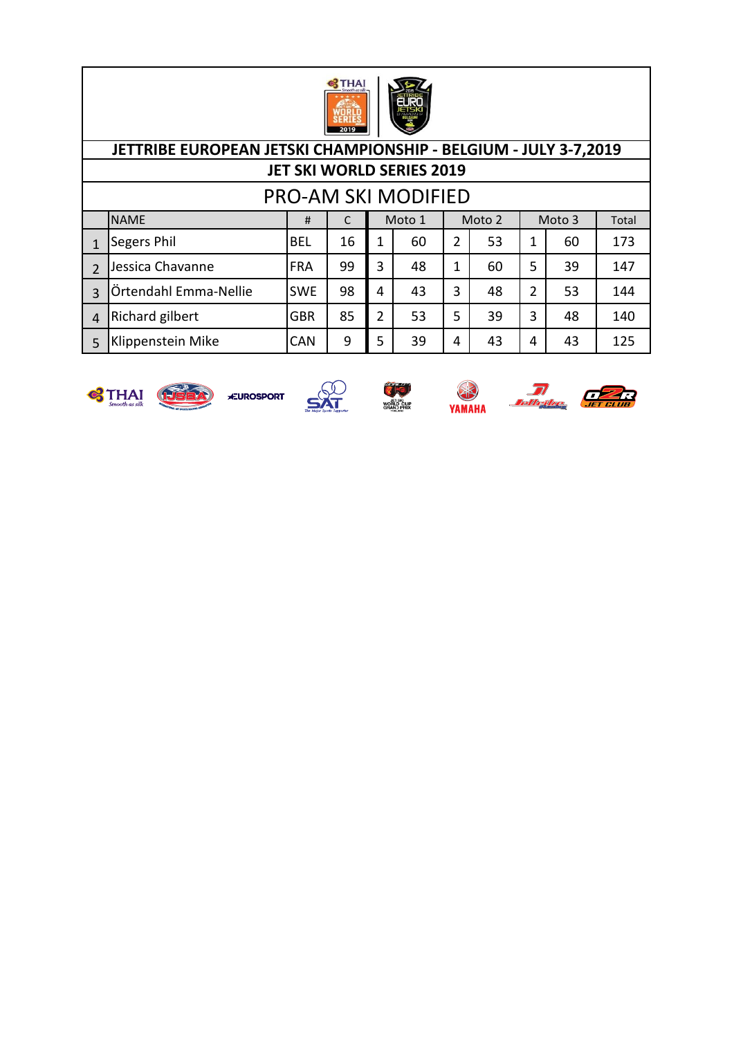## JETTRIBE EUROPEAN JETSKI CHAMPIONSHIP - BELGIUM - JULY 3-7,2019

### JET SKI WORLD SERIES 2019

### PRO-AM SKI MODIFIED

| | NAME | # | C | Moto 1 | | Moto 2 | | Moto 3 | | Total |
|---|---|---|---|---|---|---|---|---|---|---|
| 1 | Segers Phil | BEL | 16 | 1 | 60 | 2 | 53 | 1 | 60 | 173 |
| 2 | Jessica Chavanne | FRA | 99 | 3 | 48 | 1 | 60 | 5 | 39 | 147 |
| 3 | Örtendahl Emma-Nellie | SWE | 98 | 4 | 43 | 3 | 48 | 2 | 53 | 144 |
| 4 | Richard gilbert | GBR | 85 | 2 | 53 | 5 | 39 | 3 | 48 | 140 |
| 5 | Klippenstein Mike | CAN | 9 | 5 | 39 | 4 | 43 | 4 | 43 | 125 |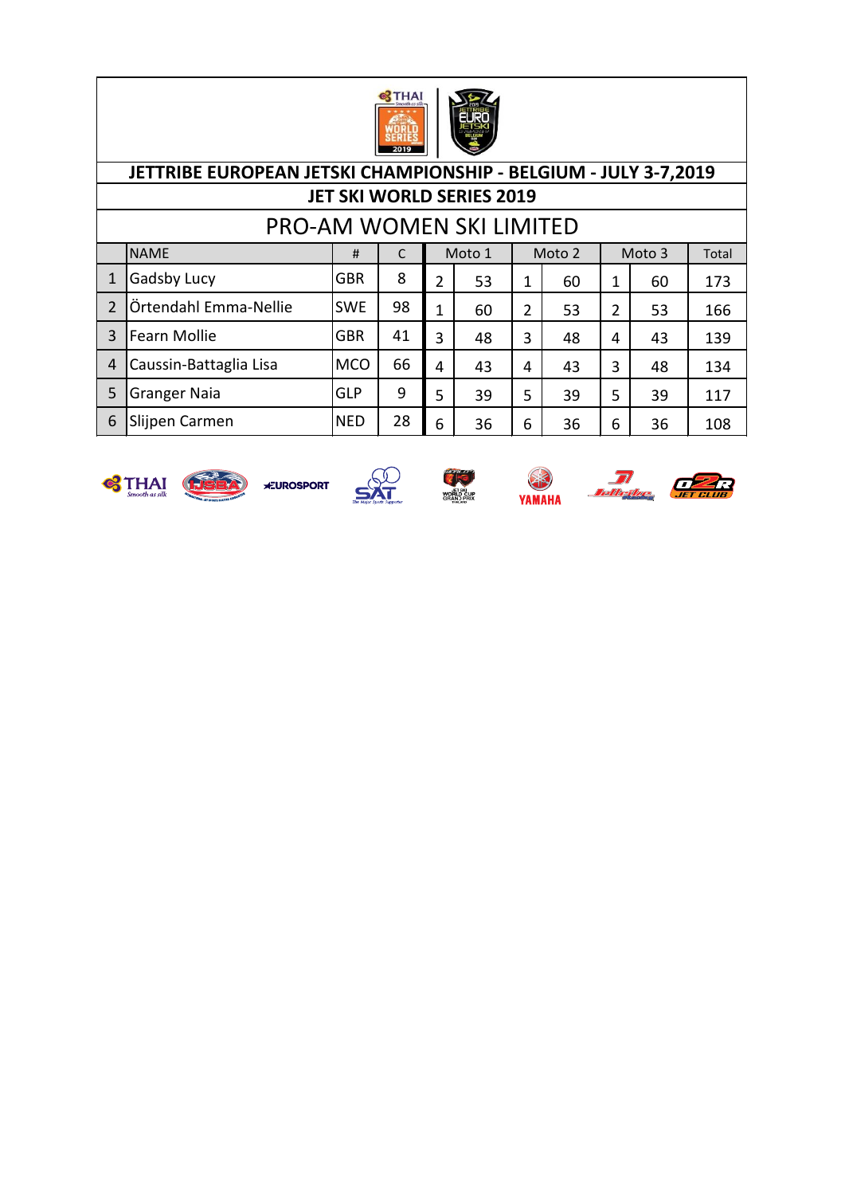## JETTRIBE EUROPEAN JETSKI CHAMPIONSHIP - BELGIUM - JULY 3-7,2019

### JET SKI WORLD SERIES 2019

### PRO-AM WOMEN SKI LIMITED

| | NAME | # | C | Moto 1 | | Moto 2 | | Moto 3 | | Total |
|---|---|---|---|---|---|---|---|---|---|---|
| 1 | Gadsby Lucy | GBR | 8 | 2 | 53 | 1 | 60 | 1 | 60 | 173 |
| 2 | Örtendahl Emma-Nellie | SWE | 98 | 1 | 60 | 2 | 53 | 2 | 53 | 166 |
| 3 | Fearn Mollie | GBR | 41 | 3 | 48 | 3 | 48 | 4 | 43 | 139 |
| 4 | Caussin-Battaglia Lisa | MCO | 66 | 4 | 43 | 4 | 43 | 3 | 48 | 134 |
| 5 | Granger Naia | GLP | 9 | 5 | 39 | 5 | 39 | 5 | 39 | 117 |
| 6 | Slijpen Carmen | NED | 28 | 6 | 36 | 6 | 36 | 6 | 36 | 108 |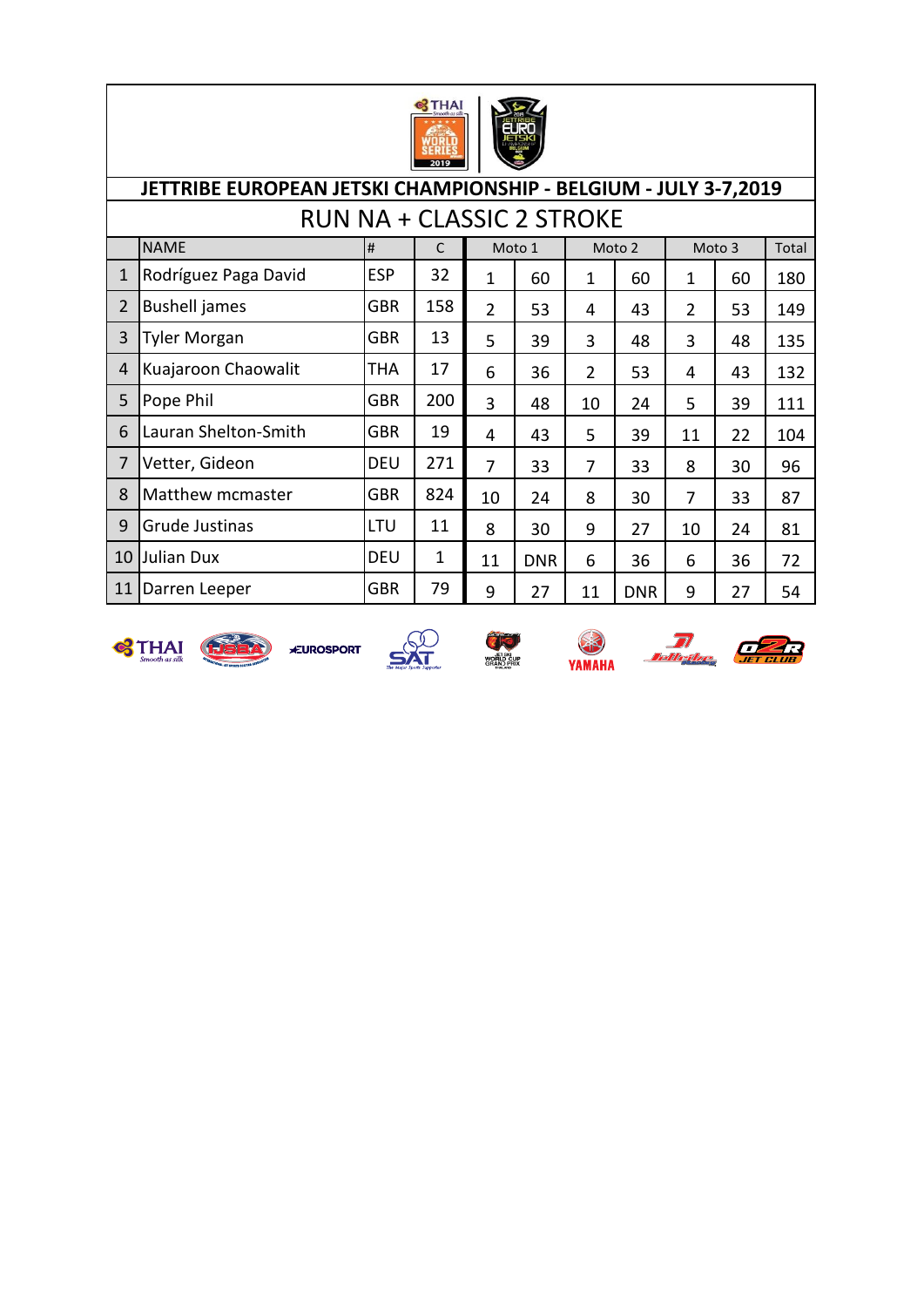## JETTRIBE EUROPEAN JETSKI CHAMPIONSHIP - BELGIUM - JULY 3-7,2019

### RUN NA + CLASSIC 2 STROKE

| | NAME | # | C | Moto 1 | | Moto 2 | | Moto 3 | | Total |
|---|---|---|---|---|---|---|---|---|---|---|
| 1 | Rodríguez Paga David | ESP | 32 | 1 | 60 | 1 | 60 | 1 | 60 | 180 |
| 2 | Bushell james | GBR | 158 | 2 | 53 | 4 | 43 | 2 | 53 | 149 |
| 3 | Tyler Morgan | GBR | 13 | 5 | 39 | 3 | 48 | 3 | 48 | 135 |
| 4 | Kuajaroon Chaowalit | THA | 17 | 6 | 36 | 2 | 53 | 4 | 43 | 132 |
| 5 | Pope Phil | GBR | 200 | 3 | 48 | 10 | 24 | 5 | 39 | 111 |
| 6 | Lauran Shelton-Smith | GBR | 19 | 4 | 43 | 5 | 39 | 11 | 22 | 104 |
| 7 | Vetter, Gideon | DEU | 271 | 7 | 33 | 7 | 33 | 8 | 30 | 96 |
| 8 | Matthew mcmaster | GBR | 824 | 10 | 24 | 8 | 30 | 7 | 33 | 87 |
| 9 | Grude Justinas | LTU | 11 | 8 | 30 | 9 | 27 | 10 | 24 | 81 |
| 10 | Julian Dux | DEU | 1 | 11 | DNR | 6 | 36 | 6 | 36 | 72 |
| 11 | Darren Leeper | GBR | 79 | 9 | 27 | 11 | DNR | 9 | 27 | 54 |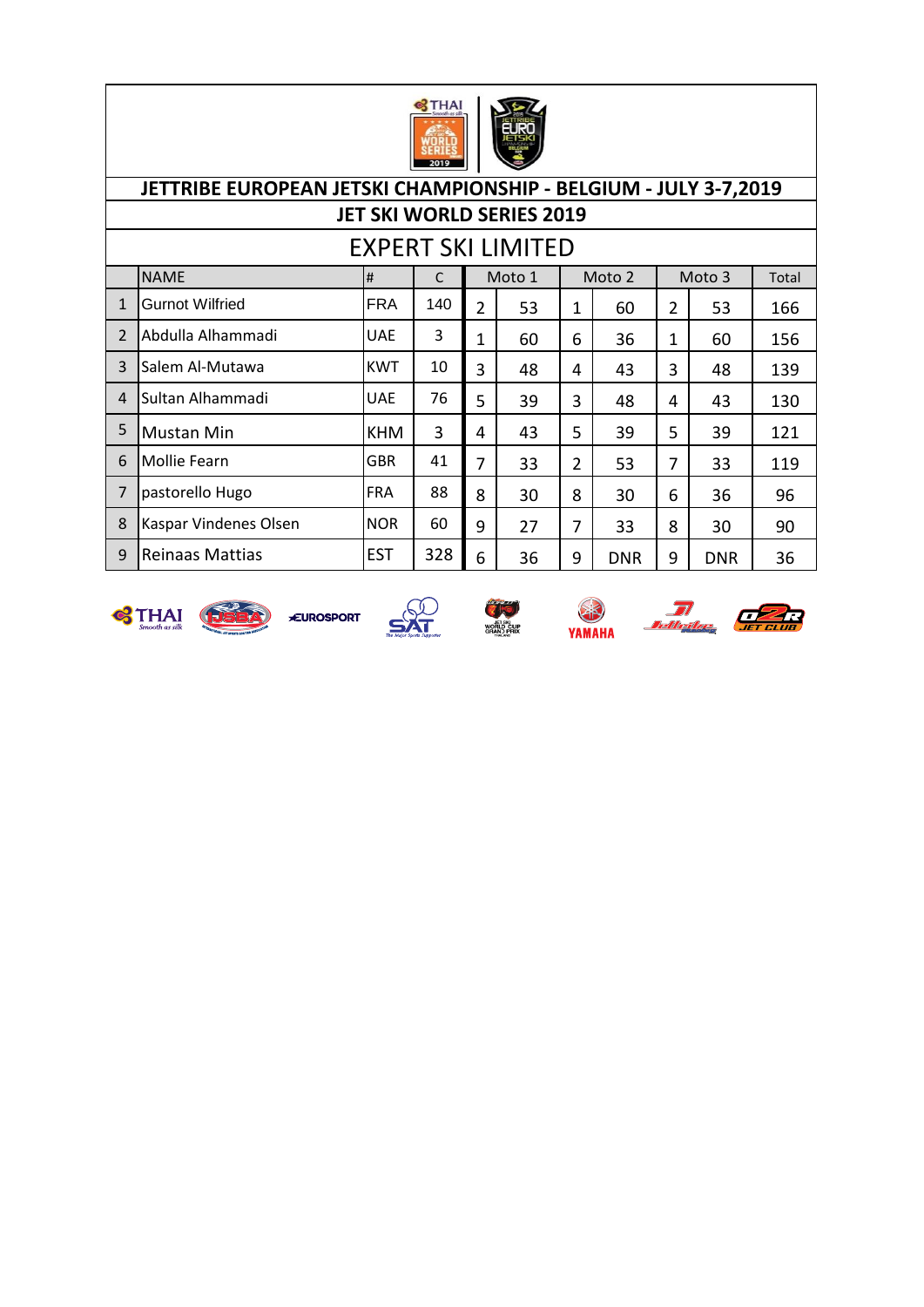## JETTRIBE EUROPEAN JETSKI CHAMPIONSHIP - BELGIUM - JULY 3-7,2019

### JET SKI WORLD SERIES 2019

### EXPERT SKI LIMITED

| | NAME | # | C | Moto 1 | | Moto 2 | | Moto 3 | | Total |
|---|---|---|---|---|---|---|---|---|---|---|
| 1 | Gurnot Wilfried | FRA | 140 | 2 | 53 | 1 | 60 | 2 | 53 | 166 |
| 2 | Abdulla Alhammadi | UAE | 3 | 1 | 60 | 6 | 36 | 1 | 60 | 156 |
| 3 | Salem Al-Mutawa | KWT | 10 | 3 | 48 | 4 | 43 | 3 | 48 | 139 |
| 4 | Sultan Alhammadi | UAE | 76 | 5 | 39 | 3 | 48 | 4 | 43 | 130 |
| 5 | Mustan Min | KHM | 3 | 4 | 43 | 5 | 39 | 5 | 39 | 121 |
| 6 | Mollie Fearn | GBR | 41 | 7 | 33 | 2 | 53 | 7 | 33 | 119 |
| 7 | pastorello Hugo | FRA | 88 | 8 | 30 | 8 | 30 | 6 | 36 | 96 |
| 8 | Kaspar Vindenes Olsen | NOR | 60 | 9 | 27 | 7 | 33 | 8 | 30 | 90 |
| 9 | Reinaas Mattias | EST | 328 | 6 | 36 | 9 | DNR | 9 | DNR | 36 |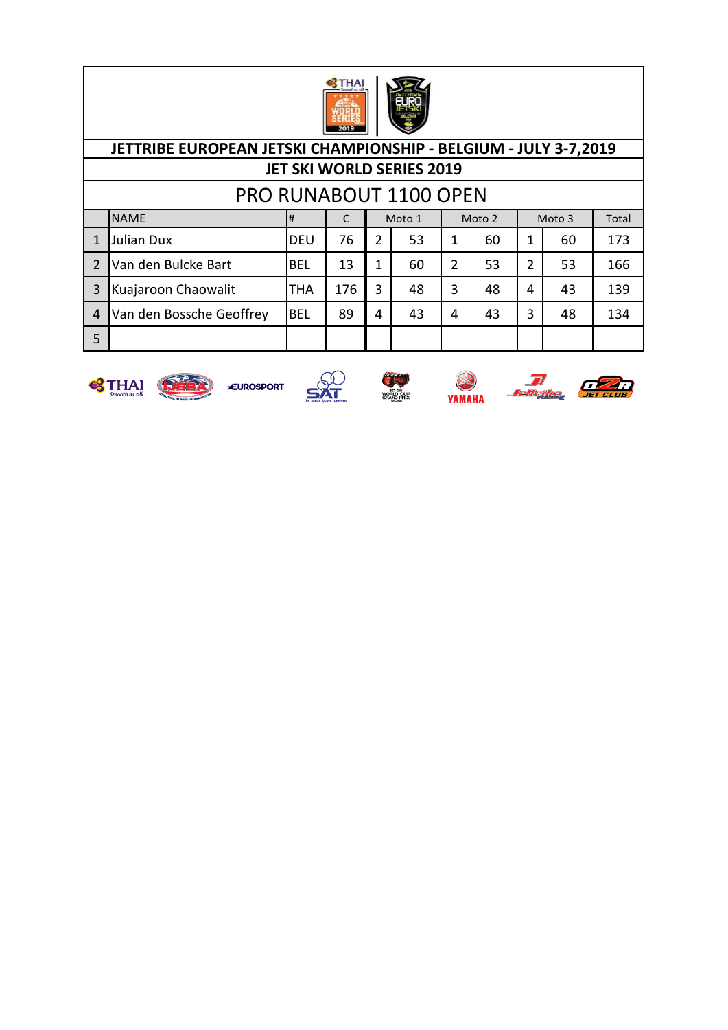**JETTRIBE EUROPEAN JETSKI CHAMPIONSHIP - BELGIUM - JULY 3-7,2019**

**JET SKI WORLD SERIES 2019**

## PRO RUNABOUT 1100 OPEN

| | NAME | # | C | Moto 1 | | Moto 2 | | Moto 3 | | Total |
|---|---|---|---|---|---|---|---|---|---|---|
| 1 | Julian Dux | DEU | 76 | 2 | 53 | 1 | 60 | 1 | 60 | 173 |
| 2 | Van den Bulcke Bart | BEL | 13 | 1 | 60 | 2 | 53 | 2 | 53 | 166 |
| 3 | Kuajaroon Chaowalit | THA | 176 | 3 | 48 | 3 | 48 | 4 | 43 | 139 |
| 4 | Van den Bossche Geoffrey | BEL | 89 | 4 | 43 | 4 | 43 | 3 | 48 | 134 |
| 5 | | | | | | | | | | |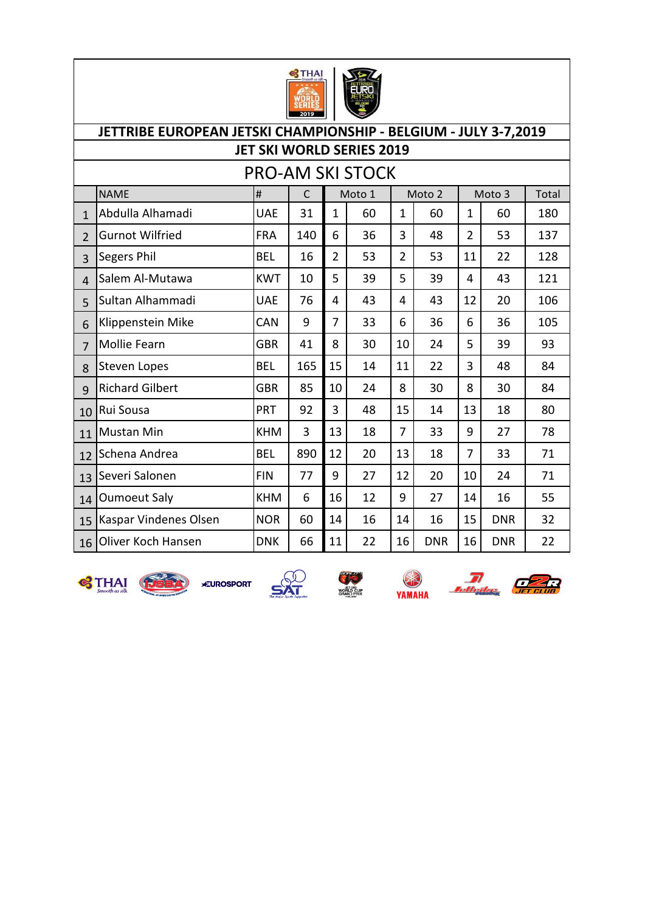## JETTRIBE EUROPEAN JETSKI CHAMPIONSHIP - BELGIUM - JULY 3-7,2019

### JET SKI WORLD SERIES 2019

### PRO-AM SKI STOCK

| | NAME | # | C | Moto 1 | | Moto 2 | | Moto 3 | | Total |
|---|---|---|---|---|---|---|---|---|---|---|
| 1 | Abdulla Alhamadi | UAE | 31 | 1 | 60 | 1 | 60 | 1 | 60 | 180 |
| 2 | Gurnot Wilfried | FRA | 140 | 6 | 36 | 3 | 48 | 2 | 53 | 137 |
| 3 | Segers Phil | BEL | 16 | 2 | 53 | 2 | 53 | 11 | 22 | 128 |
| 4 | Salem Al-Mutawa | KWT | 10 | 5 | 39 | 5 | 39 | 4 | 43 | 121 |
| 5 | Sultan Alhammadi | UAE | 76 | 4 | 43 | 4 | 43 | 12 | 20 | 106 |
| 6 | Klippenstein Mike | CAN | 9 | 7 | 33 | 6 | 36 | 6 | 36 | 105 |
| 7 | Mollie Fearn | GBR | 41 | 8 | 30 | 10 | 24 | 5 | 39 | 93 |
| 8 | Steven Lopes | BEL | 165 | 15 | 14 | 11 | 22 | 3 | 48 | 84 |
| 9 | Richard Gilbert | GBR | 85 | 10 | 24 | 8 | 30 | 8 | 30 | 84 |
| 10 | Rui Sousa | PRT | 92 | 3 | 48 | 15 | 14 | 13 | 18 | 80 |
| 11 | Mustan Min | KHM | 3 | 13 | 18 | 7 | 33 | 9 | 27 | 78 |
| 12 | Schena Andrea | BEL | 890 | 12 | 20 | 13 | 18 | 7 | 33 | 71 |
| 13 | Severi Salonen | FIN | 77 | 9 | 27 | 12 | 20 | 10 | 24 | 71 |
| 14 | Oumoeut Saly | KHM | 6 | 16 | 12 | 9 | 27 | 14 | 16 | 55 |
| 15 | Kaspar Vindenes Olsen | NOR | 60 | 14 | 16 | 14 | 16 | 15 | DNR | 32 |
| 16 | Oliver Koch Hansen | DNK | 66 | 11 | 22 | 16 | DNR | 16 | DNR | 22 |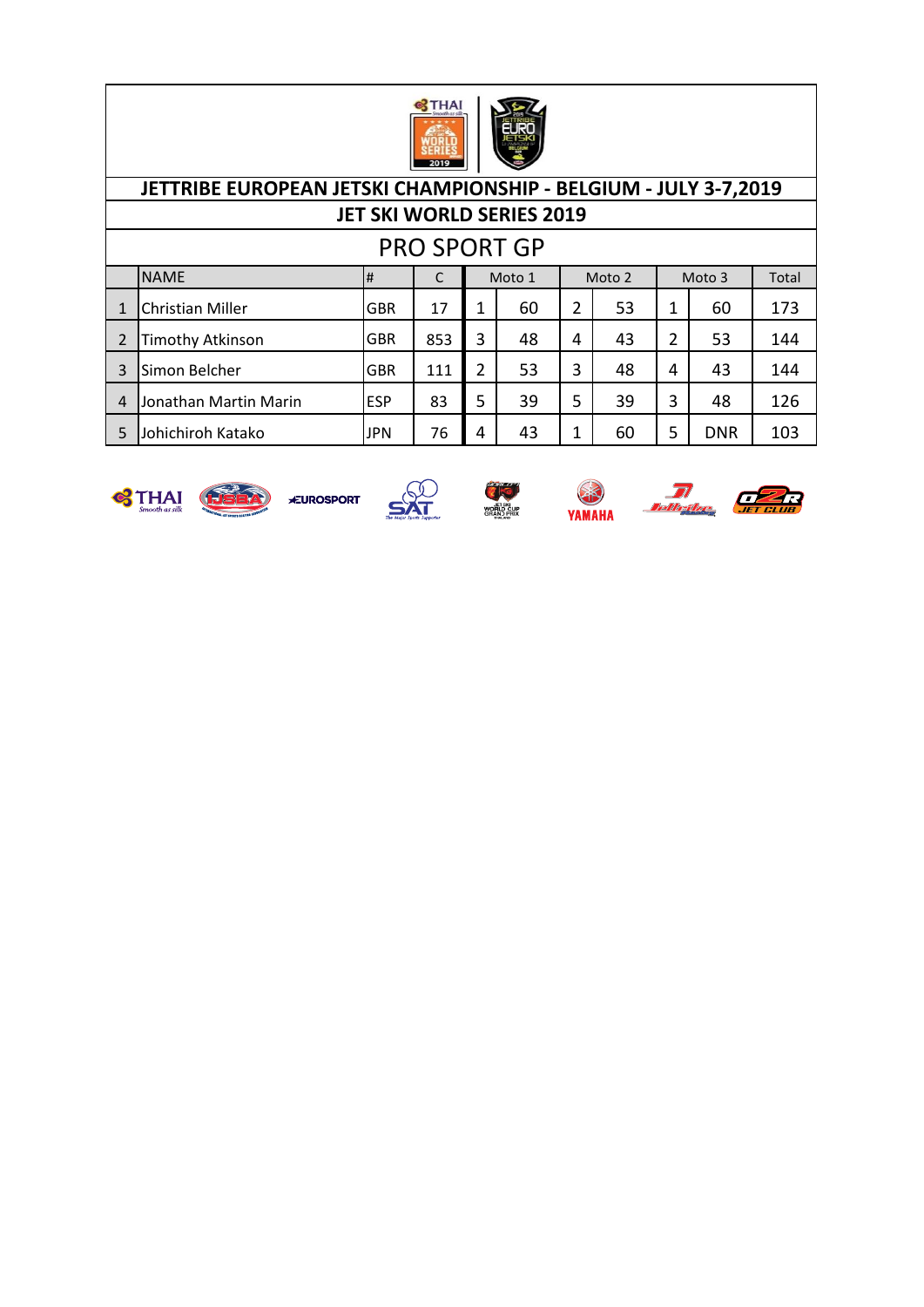## JETTRIBE EUROPEAN JETSKI CHAMPIONSHIP - BELGIUM - JULY 3-7,2019

## JET SKI WORLD SERIES 2019

## PRO SPORT GP

| | NAME | # | C | Moto 1 | | Moto 2 | | Moto 3 | | Total |
|---|---|---|---|---|---|---|---|---|---|---|
| 1 | Christian Miller | GBR | 17 | 1 | 60 | 2 | 53 | 1 | 60 | 173 |
| 2 | Timothy Atkinson | GBR | 853 | 3 | 48 | 4 | 43 | 2 | 53 | 144 |
| 3 | Simon Belcher | GBR | 111 | 2 | 53 | 3 | 48 | 4 | 43 | 144 |
| 4 | Jonathan Martin Marin | ESP | 83 | 5 | 39 | 5 | 39 | 3 | 48 | 126 |
| 5 | Johichiroh Katako | JPN | 76 | 4 | 43 | 1 | 60 | 5 | DNR | 103 |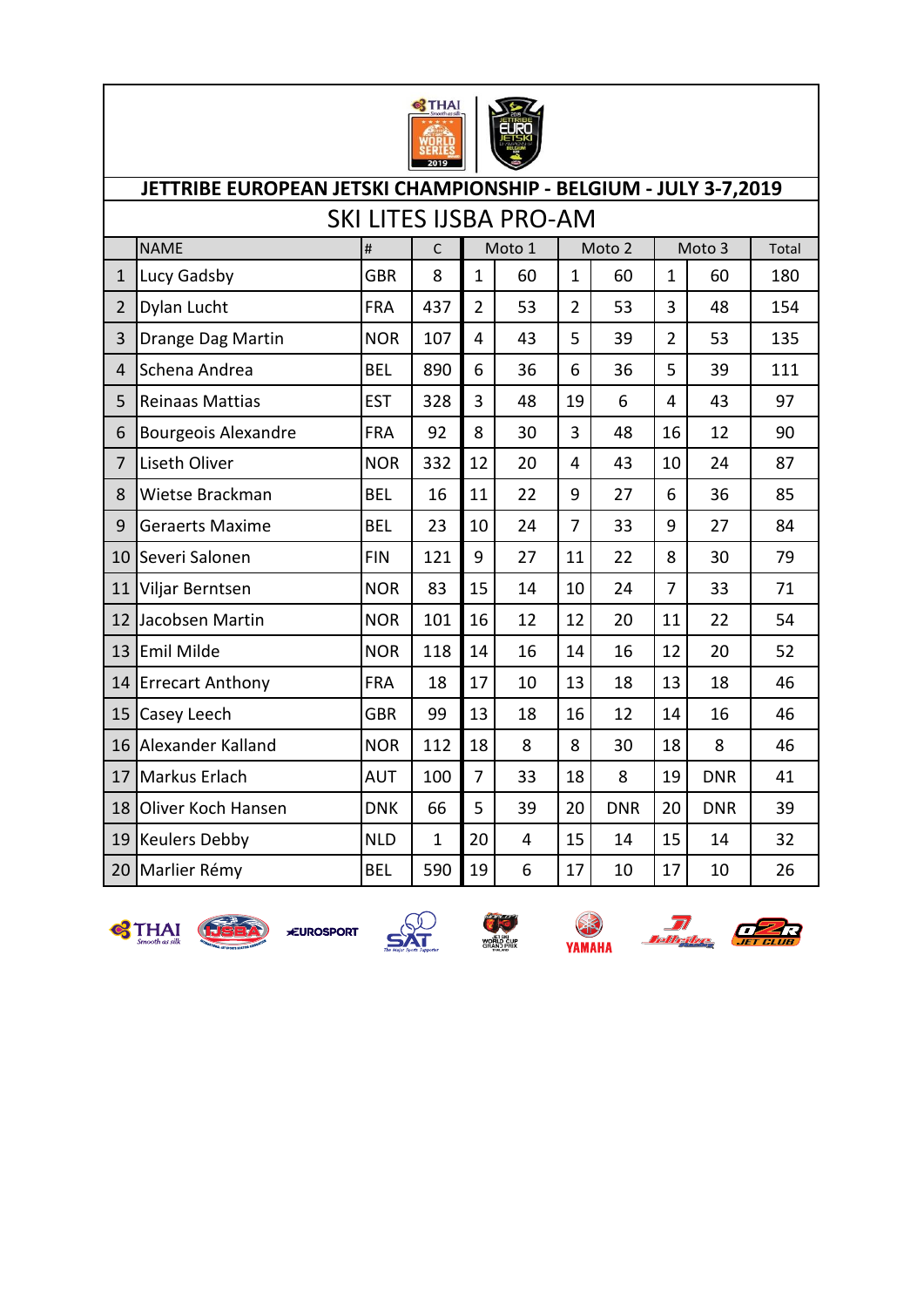## JETTRIBE EUROPEAN JETSKI CHAMPIONSHIP - BELGIUM - JULY 3-7,2019

### SKI LITES IJSBA PRO-AM

| | NAME | # | C | Moto 1 | | Moto 2 | | Moto 3 | | Total |
|---|---|---|---|---|---|---|---|---|---|---|
| 1 | Lucy Gadsby | GBR | 8 | 1 | 60 | 1 | 60 | 1 | 60 | 180 |
| 2 | Dylan Lucht | FRA | 437 | 2 | 53 | 2 | 53 | 3 | 48 | 154 |
| 3 | Drange Dag Martin | NOR | 107 | 4 | 43 | 5 | 39 | 2 | 53 | 135 |
| 4 | Schena Andrea | BEL | 890 | 6 | 36 | 6 | 36 | 5 | 39 | 111 |
| 5 | Reinaas Mattias | EST | 328 | 3 | 48 | 19 | 6 | 4 | 43 | 97 |
| 6 | Bourgeois Alexandre | FRA | 92 | 8 | 30 | 3 | 48 | 16 | 12 | 90 |
| 7 | Liseth Oliver | NOR | 332 | 12 | 20 | 4 | 43 | 10 | 24 | 87 |
| 8 | Wietse Brackman | BEL | 16 | 11 | 22 | 9 | 27 | 6 | 36 | 85 |
| 9 | Geraerts Maxime | BEL | 23 | 10 | 24 | 7 | 33 | 9 | 27 | 84 |
| 10 | Severi Salonen | FIN | 121 | 9 | 27 | 11 | 22 | 8 | 30 | 79 |
| 11 | Viljar Berntsen | NOR | 83 | 15 | 14 | 10 | 24 | 7 | 33 | 71 |
| 12 | Jacobsen Martin | NOR | 101 | 16 | 12 | 12 | 20 | 11 | 22 | 54 |
| 13 | Emil Milde | NOR | 118 | 14 | 16 | 14 | 16 | 12 | 20 | 52 |
| 14 | Errecart Anthony | FRA | 18 | 17 | 10 | 13 | 18 | 13 | 18 | 46 |
| 15 | Casey Leech | GBR | 99 | 13 | 18 | 16 | 12 | 14 | 16 | 46 |
| 16 | Alexander Kalland | NOR | 112 | 18 | 8 | 8 | 30 | 18 | 8 | 46 |
| 17 | Markus Erlach | AUT | 100 | 7 | 33 | 18 | 8 | 19 | DNR | 41 |
| 18 | Oliver Koch Hansen | DNK | 66 | 5 | 39 | 20 | DNR | 20 | DNR | 39 |
| 19 | Keulers Debby | NLD | 1 | 20 | 4 | 15 | 14 | 15 | 14 | 32 |
| 20 | Marlier Rémy | BEL | 590 | 19 | 6 | 17 | 10 | 17 | 10 | 26 |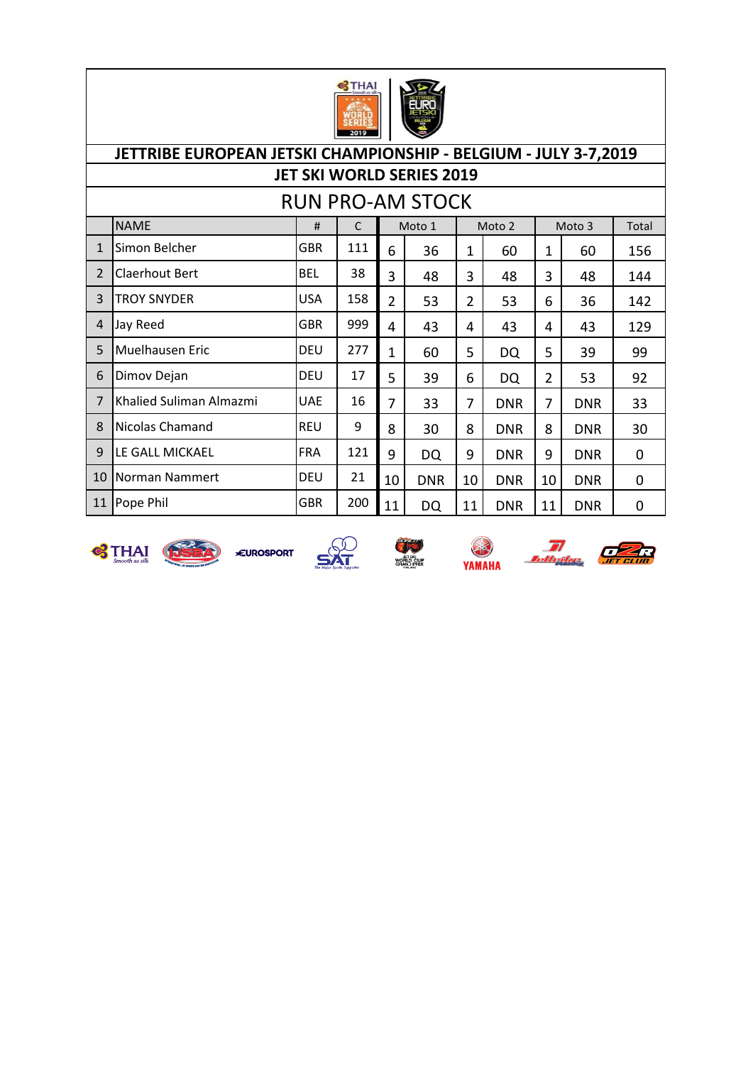# JETTRIBE EUROPEAN JETSKI CHAMPIONSHIP - BELGIUM - JULY 3-7,2019

## JET SKI WORLD SERIES 2019

## RUN PRO-AM STOCK

| | NAME | # | C | Moto 1 | | Moto 2 | | Moto 3 | | Total |
|---|---|---|---|---|---|---|---|---|---|---|
| 1 | Simon Belcher | GBR | 111 | 6 | 36 | 1 | 60 | 1 | 60 | 156 |
| 2 | Claerhout Bert | BEL | 38 | 3 | 48 | 3 | 48 | 3 | 48 | 144 |
| 3 | TROY SNYDER | USA | 158 | 2 | 53 | 2 | 53 | 6 | 36 | 142 |
| 4 | Jay Reed | GBR | 999 | 4 | 43 | 4 | 43 | 4 | 43 | 129 |
| 5 | Muelhausen Eric | DEU | 277 | 1 | 60 | 5 | DQ | 5 | 39 | 99 |
| 6 | Dimov Dejan | DEU | 17 | 5 | 39 | 6 | DQ | 2 | 53 | 92 |
| 7 | Khalied Suliman Almazmi | UAE | 16 | 7 | 33 | 7 | DNR | 7 | DNR | 33 |
| 8 | Nicolas Chamand | REU | 9 | 8 | 30 | 8 | DNR | 8 | DNR | 30 |
| 9 | LE GALL MICKAEL | FRA | 121 | 9 | DQ | 9 | DNR | 9 | DNR | 0 |
| 10 | Norman Nammert | DEU | 21 | 10 | DNR | 10 | DNR | 10 | DNR | 0 |
| 11 | Pope Phil | GBR | 200 | 11 | DQ | 11 | DNR | 11 | DNR | 0 |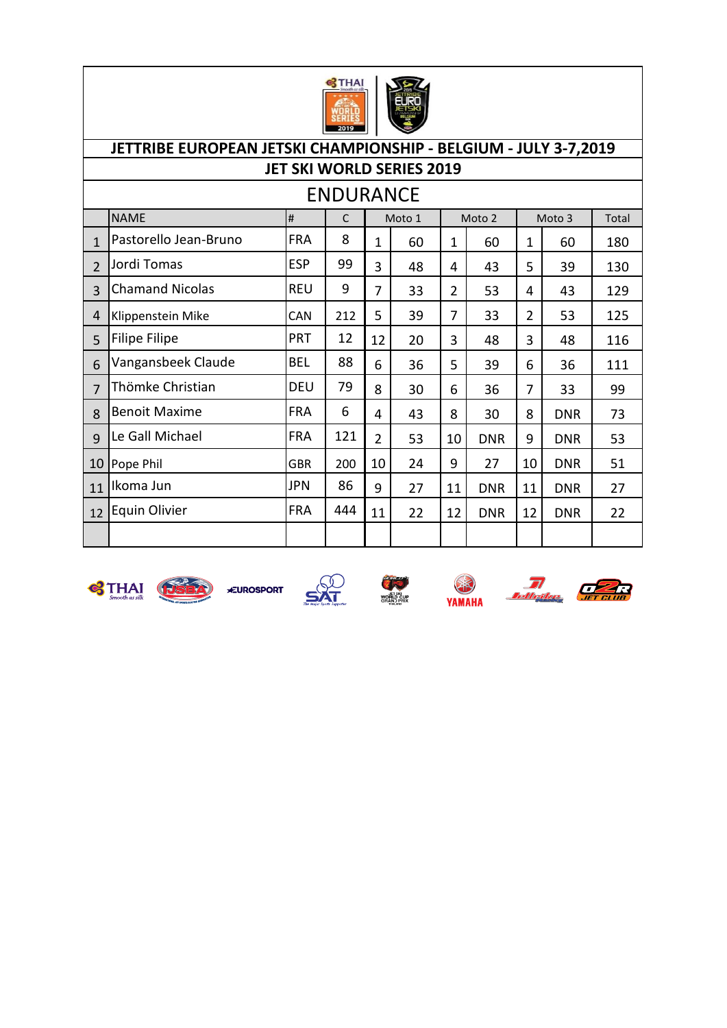# JETTRIBE EUROPEAN JETSKI CHAMPIONSHIP - BELGIUM - JULY 3-7,2019

## JET SKI WORLD SERIES 2019

## ENDURANCE

| | NAME | # | C | Moto 1 | | Moto 2 | | Moto 3 | | Total |
|---|---|---|---|---|---|---|---|---|---|---|
| 1 | Pastorello Jean-Bruno | FRA | 8 | 1 | 60 | 1 | 60 | 1 | 60 | 180 |
| 2 | Jordi Tomas | ESP | 99 | 3 | 48 | 4 | 43 | 5 | 39 | 130 |
| 3 | Chamand Nicolas | REU | 9 | 7 | 33 | 2 | 53 | 4 | 43 | 129 |
| 4 | Klippenstein Mike | CAN | 212 | 5 | 39 | 7 | 33 | 2 | 53 | 125 |
| 5 | Filipe Filipe | PRT | 12 | 12 | 20 | 3 | 48 | 3 | 48 | 116 |
| 6 | Vangansbeek Claude | BEL | 88 | 6 | 36 | 5 | 39 | 6 | 36 | 111 |
| 7 | Thömke Christian | DEU | 79 | 8 | 30 | 6 | 36 | 7 | 33 | 99 |
| 8 | Benoit Maxime | FRA | 6 | 4 | 43 | 8 | 30 | 8 | DNR | 73 |
| 9 | Le Gall Michael | FRA | 121 | 2 | 53 | 10 | DNR | 9 | DNR | 53 |
| 10 | Pope Phil | GBR | 200 | 10 | 24 | 9 | 27 | 10 | DNR | 51 |
| 11 | Ikoma Jun | JPN | 86 | 9 | 27 | 11 | DNR | 11 | DNR | 27 |
| 12 | Equin Olivier | FRA | 444 | 11 | 22 | 12 | DNR | 12 | DNR | 22 |
| | | | | | | | | | | |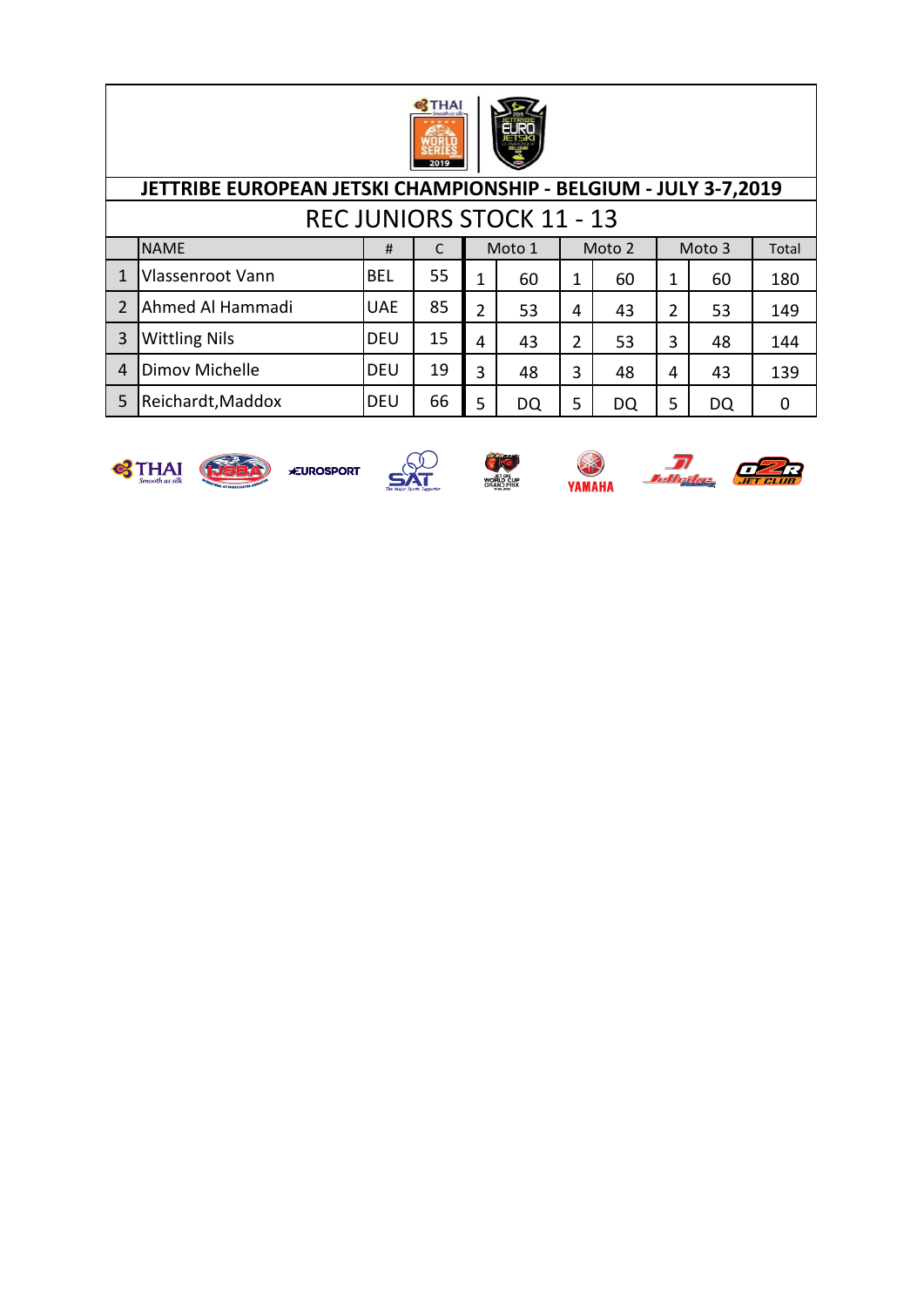# JETTRIBE EUROPEAN JETSKI CHAMPIONSHIP - BELGIUM - JULY 3-7,2019

## REC JUNIORS STOCK 11 - 13

| | NAME | # | C | Moto 1 | | Moto 2 | | Moto 3 | | Total |
|---|---|---|---|---|---|---|---|---|---|---|
| 1 | Vlassenroot Vann | BEL | 55 | 1 | 60 | 1 | 60 | 1 | 60 | 180 |
| 2 | Ahmed Al Hammadi | UAE | 85 | 2 | 53 | 4 | 43 | 2 | 53 | 149 |
| 3 | Wittling Nils | DEU | 15 | 4 | 43 | 2 | 53 | 3 | 48 | 144 |
| 4 | Dimov Michelle | DEU | 19 | 3 | 48 | 3 | 48 | 4 | 43 | 139 |
| 5 | Reichardt,Maddox | DEU | 66 | 5 | DQ | 5 | DQ | 5 | DQ | 0 |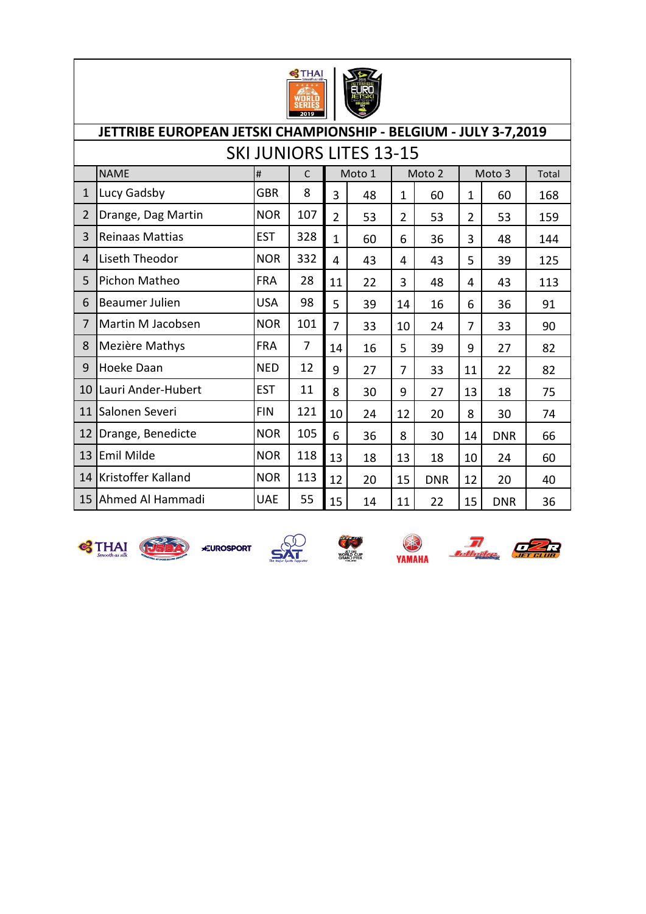## JETTRIBE EUROPEAN JETSKI CHAMPIONSHIP - BELGIUM - JULY 3-7,2019

### SKI JUNIORS LITES 13-15

| | NAME | # | C | Moto 1 | | Moto 2 | | Moto 3 | | Total |
|---|---|---|---|---|---|---|---|---|---|---|
| 1 | Lucy Gadsby | GBR | 8 | 3 | 48 | 1 | 60 | 1 | 60 | 168 |
| 2 | Drange, Dag Martin | NOR | 107 | 2 | 53 | 2 | 53 | 2 | 53 | 159 |
| 3 | Reinaas Mattias | EST | 328 | 1 | 60 | 6 | 36 | 3 | 48 | 144 |
| 4 | Liseth Theodor | NOR | 332 | 4 | 43 | 4 | 43 | 5 | 39 | 125 |
| 5 | Pichon Matheo | FRA | 28 | 11 | 22 | 3 | 48 | 4 | 43 | 113 |
| 6 | Beaumer Julien | USA | 98 | 5 | 39 | 14 | 16 | 6 | 36 | 91 |
| 7 | Martin M Jacobsen | NOR | 101 | 7 | 33 | 10 | 24 | 7 | 33 | 90 |
| 8 | Mezière Mathys | FRA | 7 | 14 | 16 | 5 | 39 | 9 | 27 | 82 |
| 9 | Hoeke Daan | NED | 12 | 9 | 27 | 7 | 33 | 11 | 22 | 82 |
| 10 | Lauri Ander-Hubert | EST | 11 | 8 | 30 | 9 | 27 | 13 | 18 | 75 |
| 11 | Salonen Severi | FIN | 121 | 10 | 24 | 12 | 20 | 8 | 30 | 74 |
| 12 | Drange, Benedicte | NOR | 105 | 6 | 36 | 8 | 30 | 14 | DNR | 66 |
| 13 | Emil Milde | NOR | 118 | 13 | 18 | 13 | 18 | 10 | 24 | 60 |
| 14 | Kristoffer Kalland | NOR | 113 | 12 | 20 | 15 | DNR | 12 | 20 | 40 |
| 15 | Ahmed Al Hammadi | UAE | 55 | 15 | 14 | 11 | 22 | 15 | DNR | 36 |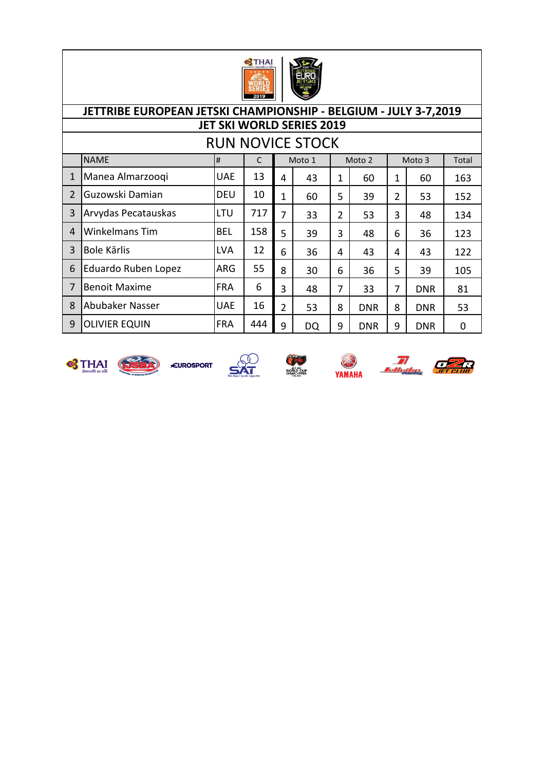**JETTRIBE EUROPEAN JETSKI CHAMPIONSHIP - BELGIUM - JULY 3-7,2019**

**JET SKI WORLD SERIES 2019**

## RUN NOVICE STOCK

| | NAME | # | C | Moto 1 | | Moto 2 | | Moto 3 | | Total |
|---|---|---|---|---|---|---|---|---|---|---|
| 1 | Manea Almarzooqi | UAE | 13 | 4 | 43 | 1 | 60 | 1 | 60 | 163 |
| 2 | Guzowski Damian | DEU | 10 | 1 | 60 | 5 | 39 | 2 | 53 | 152 |
| 3 | Arvydas Pecatauskas | LTU | 717 | 7 | 33 | 2 | 53 | 3 | 48 | 134 |
| 4 | Winkelmans Tim | BEL | 158 | 5 | 39 | 3 | 48 | 6 | 36 | 123 |
| 3 | Bole Kārlis | LVA | 12 | 6 | 36 | 4 | 43 | 4 | 43 | 122 |
| 6 | Eduardo Ruben Lopez | ARG | 55 | 8 | 30 | 6 | 36 | 5 | 39 | 105 |
| 7 | Benoit Maxime | FRA | 6 | 3 | 48 | 7 | 33 | 7 | DNR | 81 |
| 8 | Abubaker Nasser | UAE | 16 | 2 | 53 | 8 | DNR | 8 | DNR | 53 |
| 9 | OLIVIER EQUIN | FRA | 444 | 9 | DQ | 9 | DNR | 9 | DNR | 0 |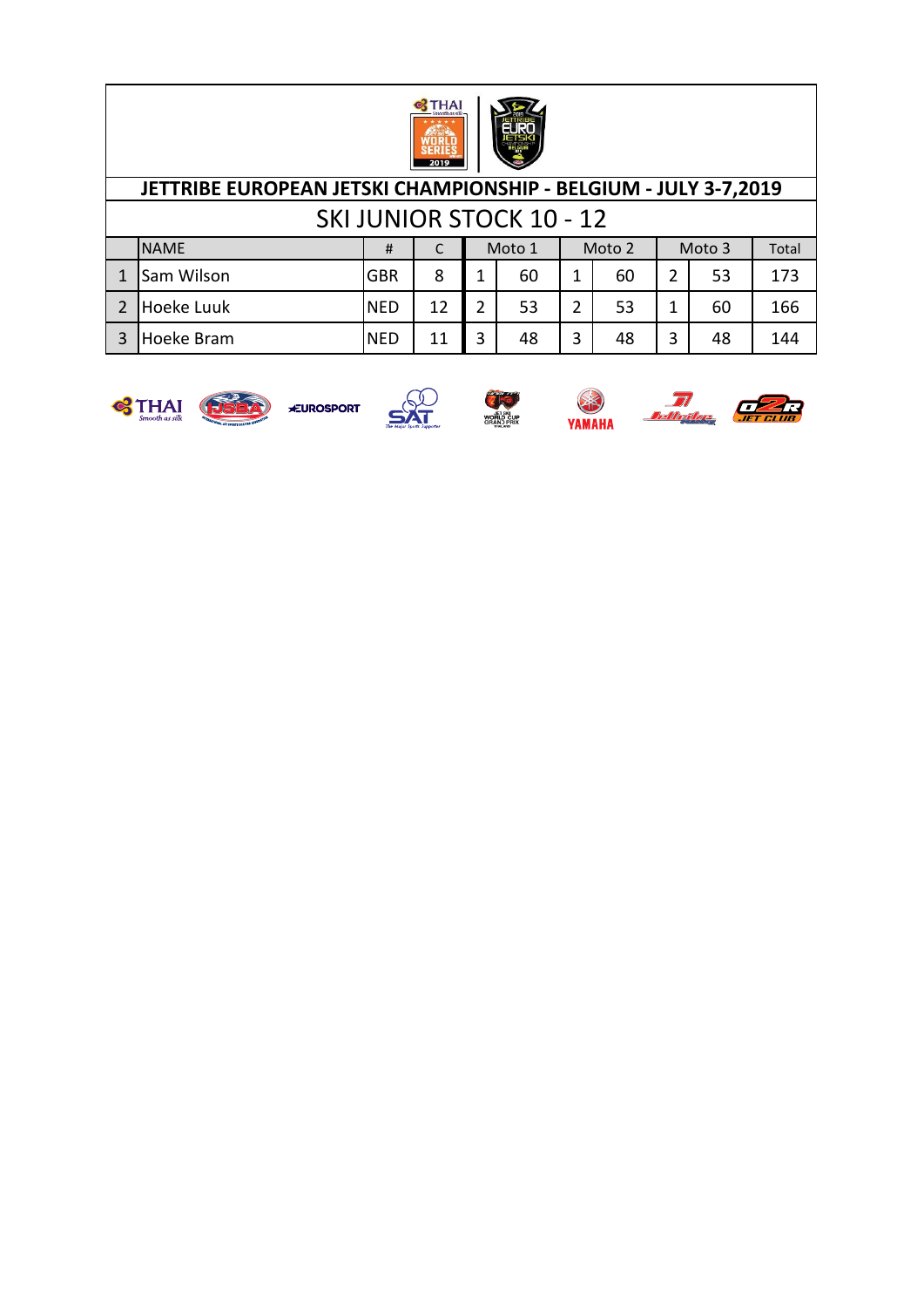## JETTRIBE EUROPEAN JETSKI CHAMPIONSHIP - BELGIUM - JULY 3-7,2019

### SKI JUNIOR STOCK 10 - 12

| | NAME | # | C | Moto 1 | | Moto 2 | | Moto 3 | | Total |
|---|---|---|---|---|---|---|---|---|---|---|
| 1 | Sam Wilson | GBR | 8 | 1 | 60 | 1 | 60 | 2 | 53 | 173 |
| 2 | Hoeke Luuk | NED | 12 | 2 | 53 | 2 | 53 | 1 | 60 | 166 |
| 3 | Hoeke Bram | NED | 11 | 3 | 48 | 3 | 48 | 3 | 48 | 144 |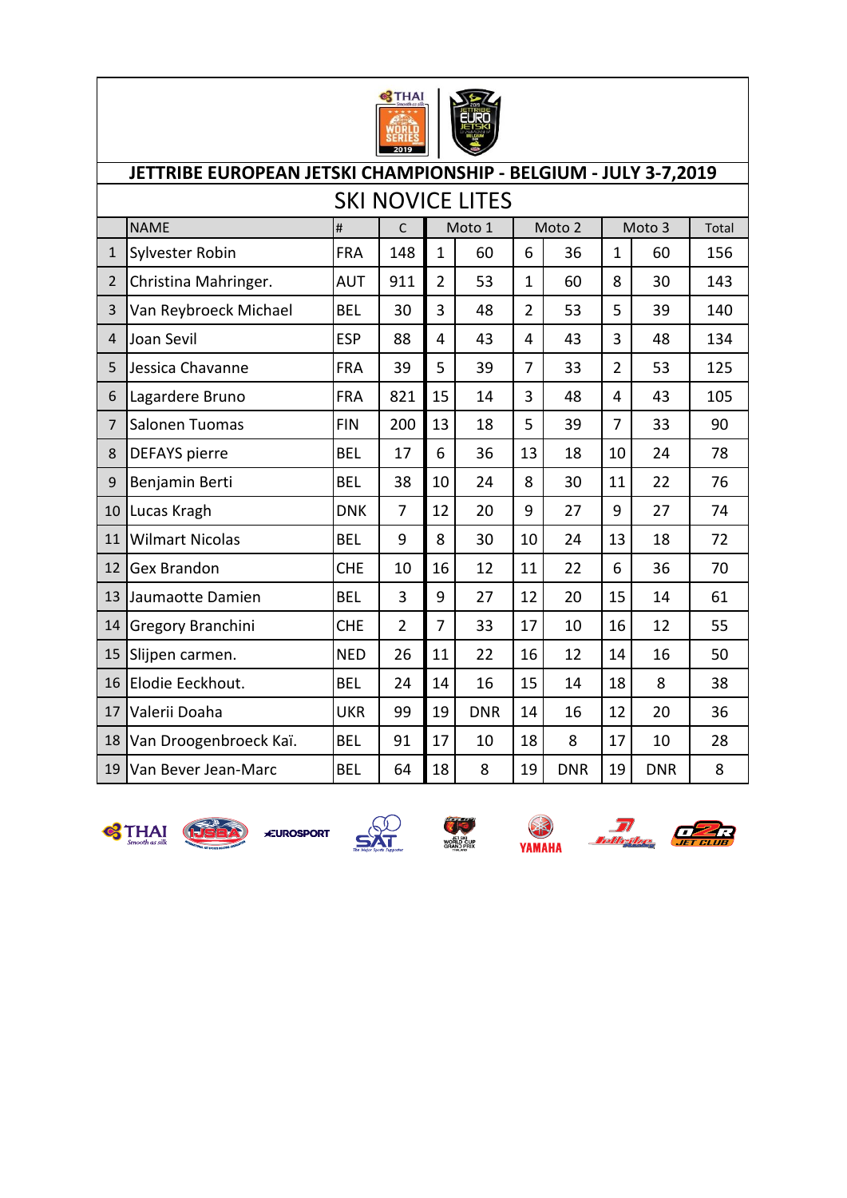# JETTRIBE EUROPEAN JETSKI CHAMPIONSHIP - BELGIUM - JULY 3-7,2019

## SKI NOVICE LITES

| | NAME | # | C | Moto 1 | | Moto 2 | | Moto 3 | | Total |
|---|---|---|---|---|---|---|---|---|---|---|
| 1 | Sylvester Robin | FRA | 148 | 1 | 60 | 6 | 36 | 1 | 60 | 156 |
| 2 | Christina Mahringer. | AUT | 911 | 2 | 53 | 1 | 60 | 8 | 30 | 143 |
| 3 | Van Reybroeck Michael | BEL | 30 | 3 | 48 | 2 | 53 | 5 | 39 | 140 |
| 4 | Joan Sevil | ESP | 88 | 4 | 43 | 4 | 43 | 3 | 48 | 134 |
| 5 | Jessica Chavanne | FRA | 39 | 5 | 39 | 7 | 33 | 2 | 53 | 125 |
| 6 | Lagardere Bruno | FRA | 821 | 15 | 14 | 3 | 48 | 4 | 43 | 105 |
| 7 | Salonen Tuomas | FIN | 200 | 13 | 18 | 5 | 39 | 7 | 33 | 90 |
| 8 | DEFAYS pierre | BEL | 17 | 6 | 36 | 13 | 18 | 10 | 24 | 78 |
| 9 | Benjamin Berti | BEL | 38 | 10 | 24 | 8 | 30 | 11 | 22 | 76 |
| 10 | Lucas Kragh | DNK | 7 | 12 | 20 | 9 | 27 | 9 | 27 | 74 |
| 11 | Wilmart Nicolas | BEL | 9 | 8 | 30 | 10 | 24 | 13 | 18 | 72 |
| 12 | Gex Brandon | CHE | 10 | 16 | 12 | 11 | 22 | 6 | 36 | 70 |
| 13 | Jaumaotte Damien | BEL | 3 | 9 | 27 | 12 | 20 | 15 | 14 | 61 |
| 14 | Gregory Branchini | CHE | 2 | 7 | 33 | 17 | 10 | 16 | 12 | 55 |
| 15 | Slijpen carmen. | NED | 26 | 11 | 22 | 16 | 12 | 14 | 16 | 50 |
| 16 | Elodie Eeckhout. | BEL | 24 | 14 | 16 | 15 | 14 | 18 | 8 | 38 |
| 17 | Valerii Doaha | UKR | 99 | 19 | DNR | 14 | 16 | 12 | 20 | 36 |
| 18 | Van Droogenbroeck Kaï. | BEL | 91 | 17 | 10 | 18 | 8 | 17 | 10 | 28 |
| 19 | Van Bever Jean-Marc | BEL | 64 | 18 | 8 | 19 | DNR | 19 | DNR | 8 |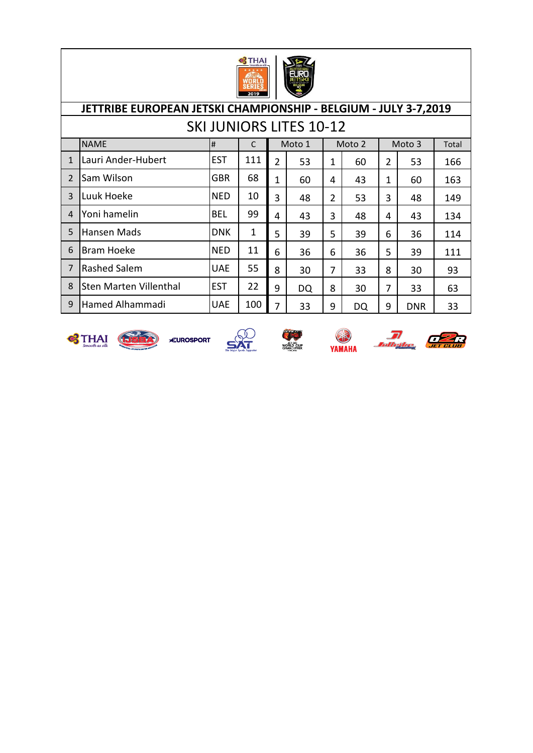# JETTRIBE EUROPEAN JETSKI CHAMPIONSHIP - BELGIUM - JULY 3-7,2019

## SKI JUNIORS LITES 10-12

| | NAME | # | C | Moto 1 | | Moto 2 | | Moto 3 | | Total |
|---|---|---|---|---|---|---|---|---|---|---|
| 1 | Lauri Ander-Hubert | EST | 111 | 2 | 53 | 1 | 60 | 2 | 53 | 166 |
| 2 | Sam Wilson | GBR | 68 | 1 | 60 | 4 | 43 | 1 | 60 | 163 |
| 3 | Luuk Hoeke | NED | 10 | 3 | 48 | 2 | 53 | 3 | 48 | 149 |
| 4 | Yoni hamelin | BEL | 99 | 4 | 43 | 3 | 48 | 4 | 43 | 134 |
| 5 | Hansen Mads | DNK | 1 | 5 | 39 | 5 | 39 | 6 | 36 | 114 |
| 6 | Bram Hoeke | NED | 11 | 6 | 36 | 6 | 36 | 5 | 39 | 111 |
| 7 | Rashed Salem | UAE | 55 | 8 | 30 | 7 | 33 | 8 | 30 | 93 |
| 8 | Sten Marten Villenthal | EST | 22 | 9 | DQ | 8 | 30 | 7 | 33 | 63 |
| 9 | Hamed Alhammadi | UAE | 100 | 7 | 33 | 9 | DQ | 9 | DNR | 33 |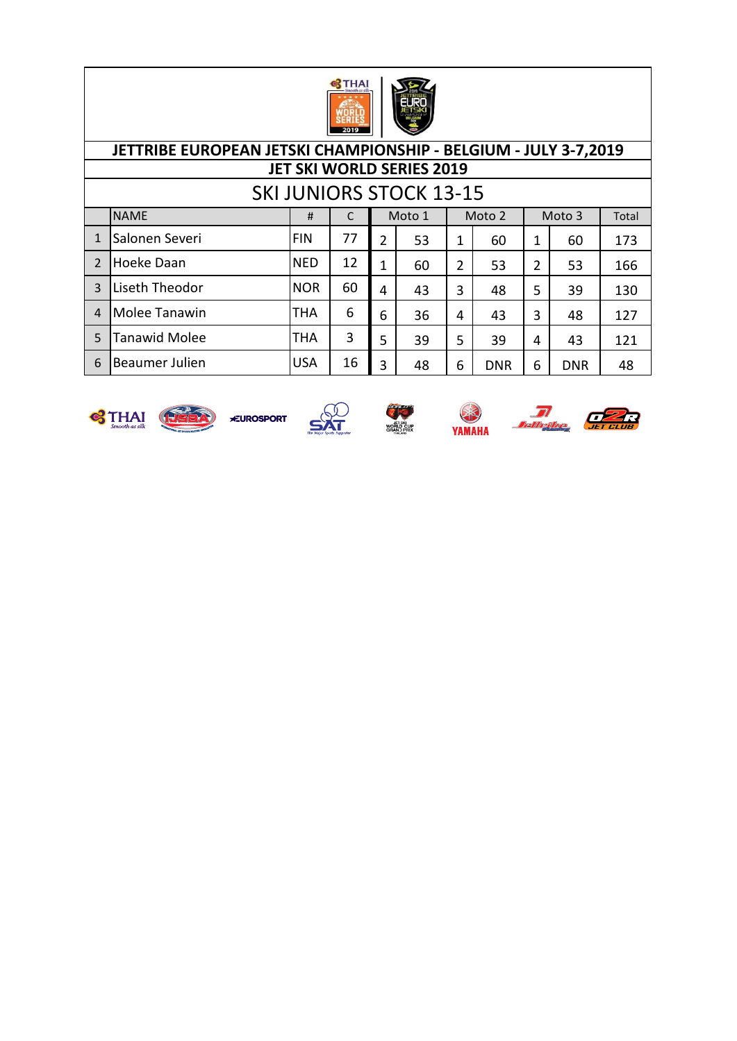# JETTRIBE EUROPEAN JETSKI CHAMPIONSHIP - BELGIUM - JULY 3-7,2019

## JET SKI WORLD SERIES 2019

## SKI JUNIORS STOCK 13-15

| | NAME | # | C | Moto 1 | | Moto 2 | | Moto 3 | | Total |
|---|---|---|---|---|---|---|---|---|---|---|
| 1 | Salonen Severi | FIN | 77 | 2 | 53 | 1 | 60 | 1 | 60 | 173 |
| 2 | Hoeke Daan | NED | 12 | 1 | 60 | 2 | 53 | 2 | 53 | 166 |
| 3 | Liseth Theodor | NOR | 60 | 4 | 43 | 3 | 48 | 5 | 39 | 130 |
| 4 | Molee Tanawin | THA | 6 | 6 | 36 | 4 | 43 | 3 | 48 | 127 |
| 5 | Tanawid Molee | THA | 3 | 5 | 39 | 5 | 39 | 4 | 43 | 121 |
| 6 | Beaumer Julien | USA | 16 | 3 | 48 | 6 | DNR | 6 | DNR | 48 |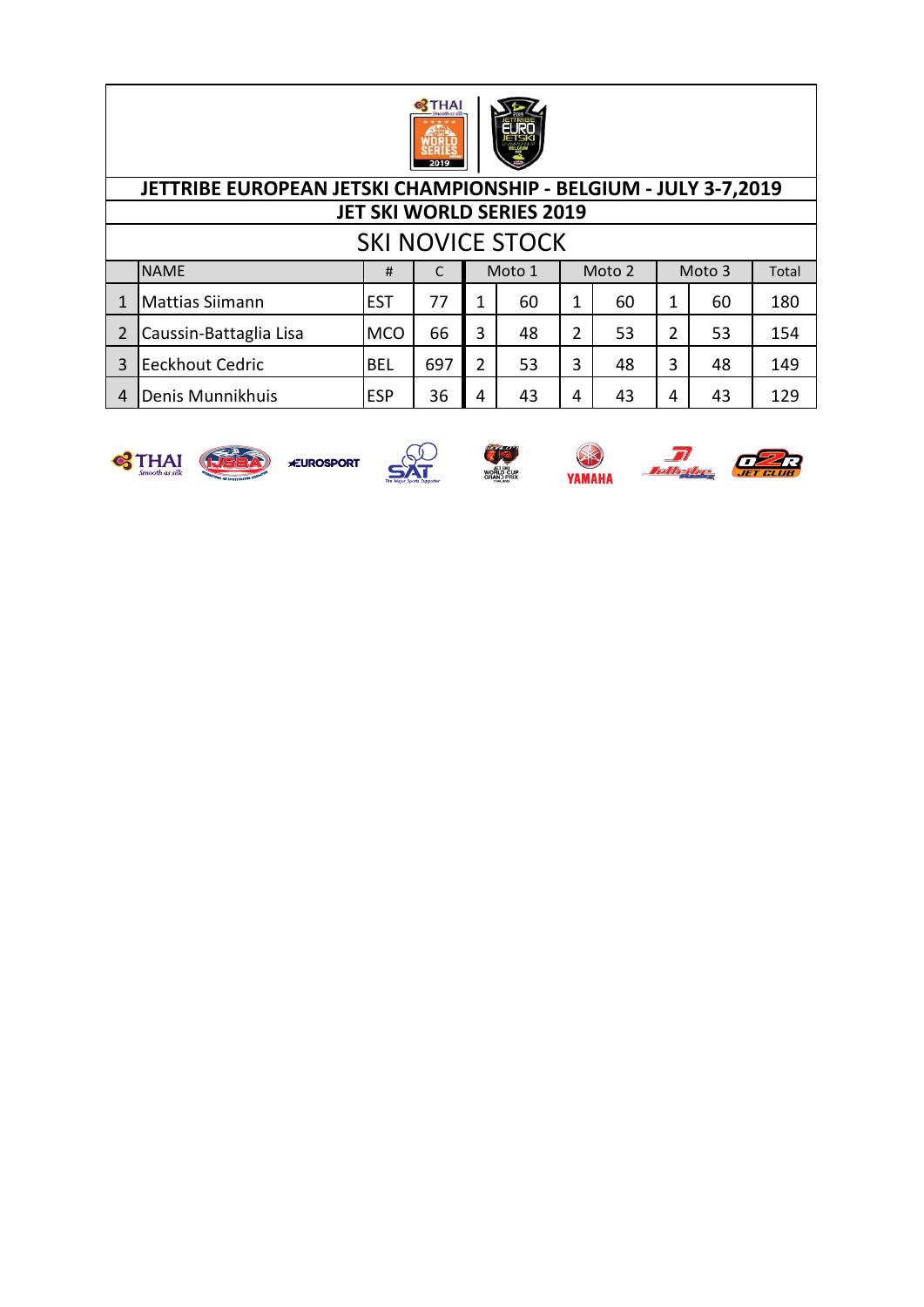# JETTRIBE EUROPEAN JETSKI CHAMPIONSHIP - BELGIUM - JULY 3-7,2019

## JET SKI WORLD SERIES 2019

## SKI NOVICE STOCK

| | NAME | # | C | Moto 1 | | Moto 2 | | Moto 3 | | Total |
|---|---|---|---|---|---|---|---|---|---|---|
| 1 | Mattias Siimann | EST | 77 | 1 | 60 | 1 | 60 | 1 | 60 | 180 |
| 2 | Caussin-Battaglia Lisa | MCO | 66 | 3 | 48 | 2 | 53 | 2 | 53 | 154 |
| 3 | Eeckhout Cedric | BEL | 697 | 2 | 53 | 3 | 48 | 3 | 48 | 149 |
| 4 | Denis Munnikhuis | ESP | 36 | 4 | 43 | 4 | 43 | 4 | 43 | 129 |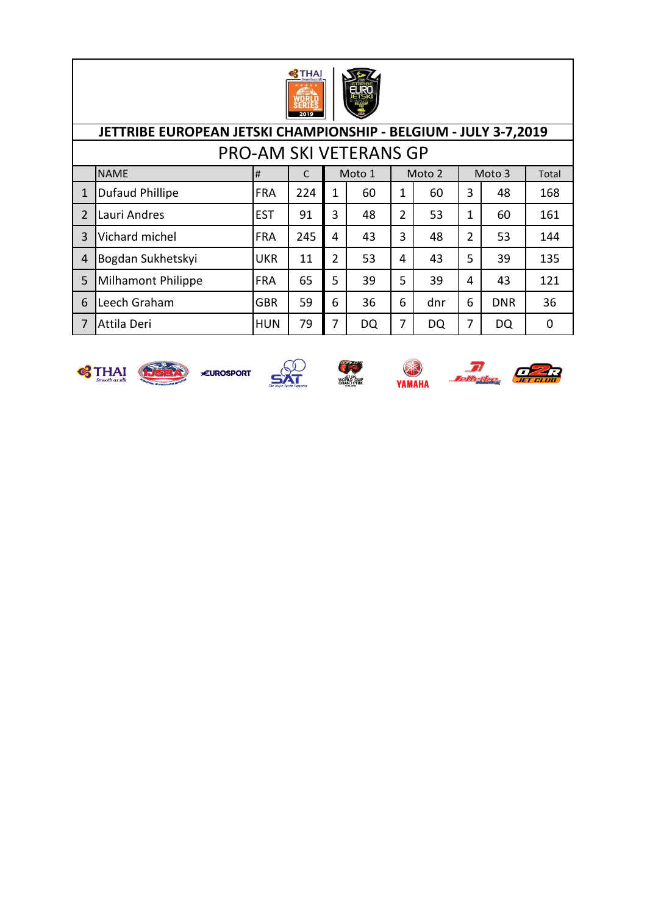# JETTRIBE EUROPEAN JETSKI CHAMPIONSHIP - BELGIUM - JULY 3-7,2019

## PRO-AM SKI VETERANS GP

| | NAME | # | C | Moto 1 | | Moto 2 | | Moto 3 | | Total |
|---|---|---|---|---|---|---|---|---|---|---|
| 1 | Dufaud Phillipe | FRA | 224 | 1 | 60 | 1 | 60 | 3 | 48 | 168 |
| 2 | Lauri Andres | EST | 91 | 3 | 48 | 2 | 53 | 1 | 60 | 161 |
| 3 | Vichard michel | FRA | 245 | 4 | 43 | 3 | 48 | 2 | 53 | 144 |
| 4 | Bogdan Sukhetskyi | UKR | 11 | 2 | 53 | 4 | 43 | 5 | 39 | 135 |
| 5 | Milhamont Philippe | FRA | 65 | 5 | 39 | 5 | 39 | 4 | 43 | 121 |
| 6 | Leech Graham | GBR | 59 | 6 | 36 | 6 | dnr | 6 | DNR | 36 |
| 7 | Attila Deri | HUN | 79 | 7 | DQ | 7 | DQ | 7 | DQ | 0 |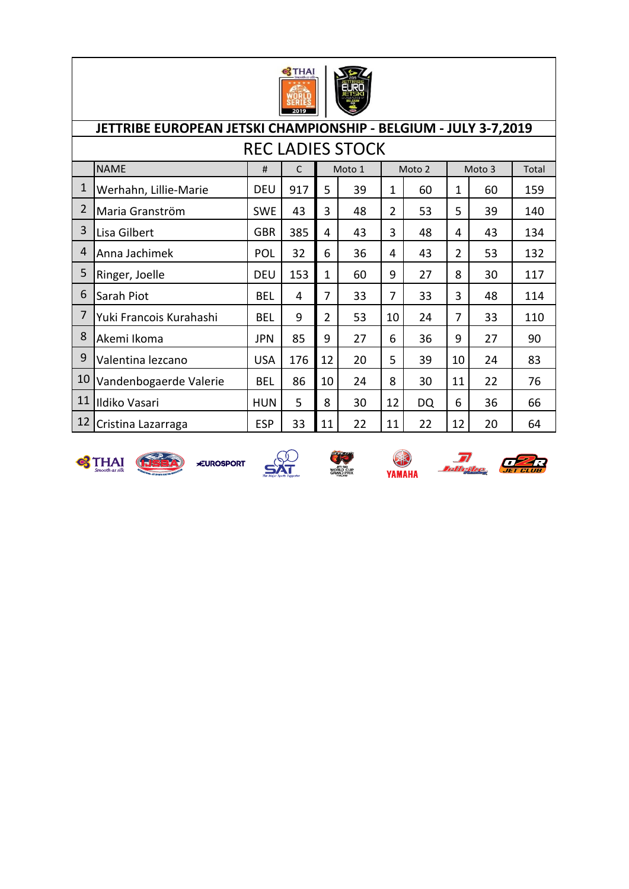# JETTRIBE EUROPEAN JETSKI CHAMPIONSHIP - BELGIUM - JULY 3-7,2019

## REC LADIES STOCK

| | NAME | # | C | Moto 1 | | Moto 2 | | Moto 3 | | Total |
|---|---|---|---|---|---|---|---|---|---|---|
| 1 | Werhahn, Lillie-Marie | DEU | 917 | 5 | 39 | 1 | 60 | 1 | 60 | 159 |
| 2 | Maria Granström | SWE | 43 | 3 | 48 | 2 | 53 | 5 | 39 | 140 |
| 3 | Lisa Gilbert | GBR | 385 | 4 | 43 | 3 | 48 | 4 | 43 | 134 |
| 4 | Anna Jachimek | POL | 32 | 6 | 36 | 4 | 43 | 2 | 53 | 132 |
| 5 | Ringer, Joelle | DEU | 153 | 1 | 60 | 9 | 27 | 8 | 30 | 117 |
| 6 | Sarah Piot | BEL | 4 | 7 | 33 | 7 | 33 | 3 | 48 | 114 |
| 7 | Yuki Francois Kurahashi | BEL | 9 | 2 | 53 | 10 | 24 | 7 | 33 | 110 |
| 8 | Akemi Ikoma | JPN | 85 | 9 | 27 | 6 | 36 | 9 | 27 | 90 |
| 9 | Valentina lezcano | USA | 176 | 12 | 20 | 5 | 39 | 10 | 24 | 83 |
| 10 | Vandenbogaerde Valerie | BEL | 86 | 10 | 24 | 8 | 30 | 11 | 22 | 76 |
| 11 | Ildiko Vasari | HUN | 5 | 8 | 30 | 12 | DQ | 6 | 36 | 66 |
| 12 | Cristina Lazarraga | ESP | 33 | 11 | 22 | 11 | 22 | 12 | 20 | 64 |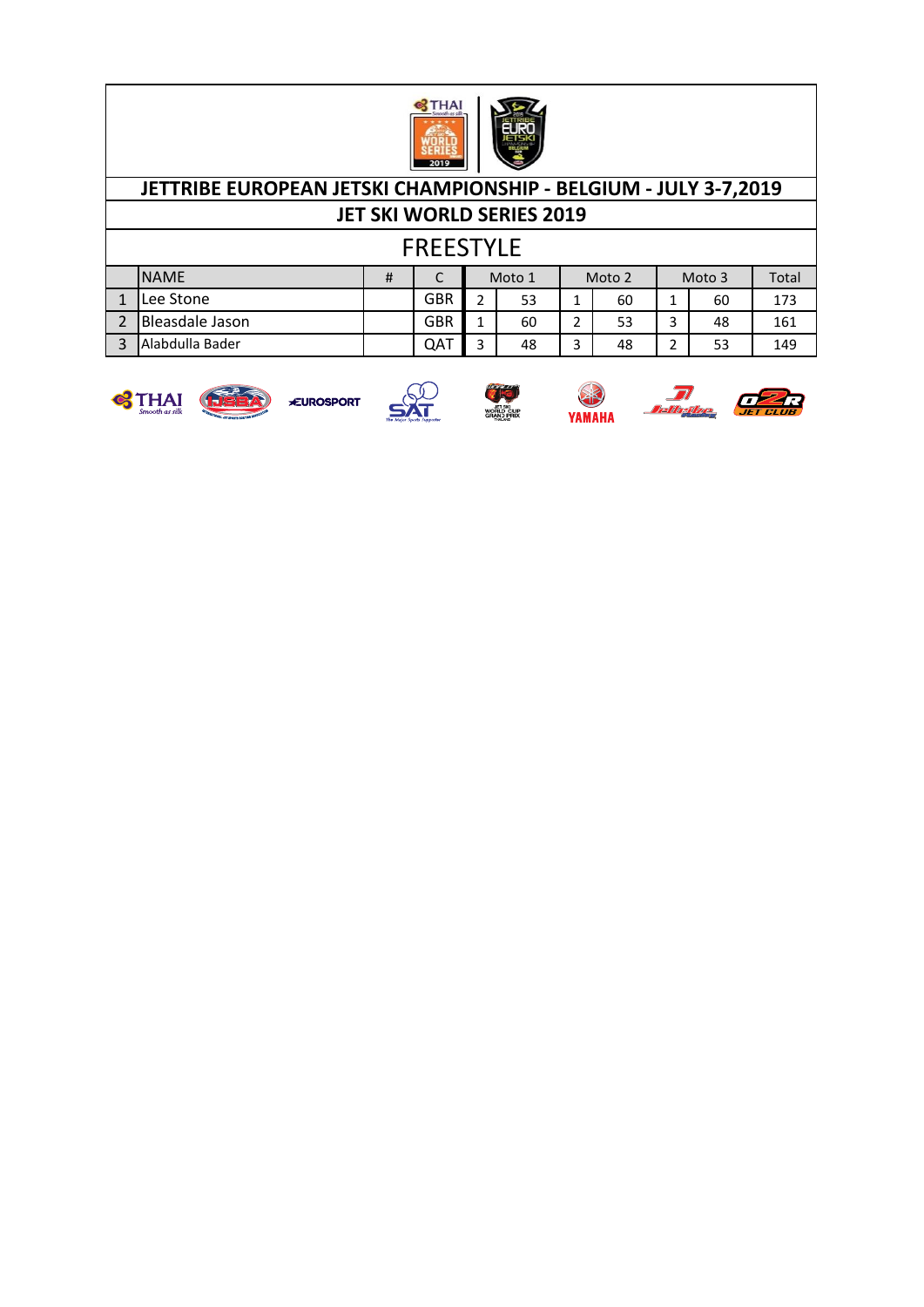## JETTRIBE EUROPEAN JETSKI CHAMPIONSHIP - BELGIUM - JULY 3-7,2019

## JET SKI WORLD SERIES 2019

# FREESTYLE

| | NAME | # | C | Moto 1 | | Moto 2 | | Moto 3 | | Total |
|---|---|---|---|---|---|---|---|---|---|---|
| 1 | Lee Stone | | GBR | 2 | 53 | 1 | 60 | 1 | 60 | 173 |
| 2 | Bleasdale Jason | | GBR | 1 | 60 | 2 | 53 | 3 | 48 | 161 |
| 3 | Alabdulla Bader | | QAT | 3 | 48 | 3 | 48 | 2 | 53 | 149 |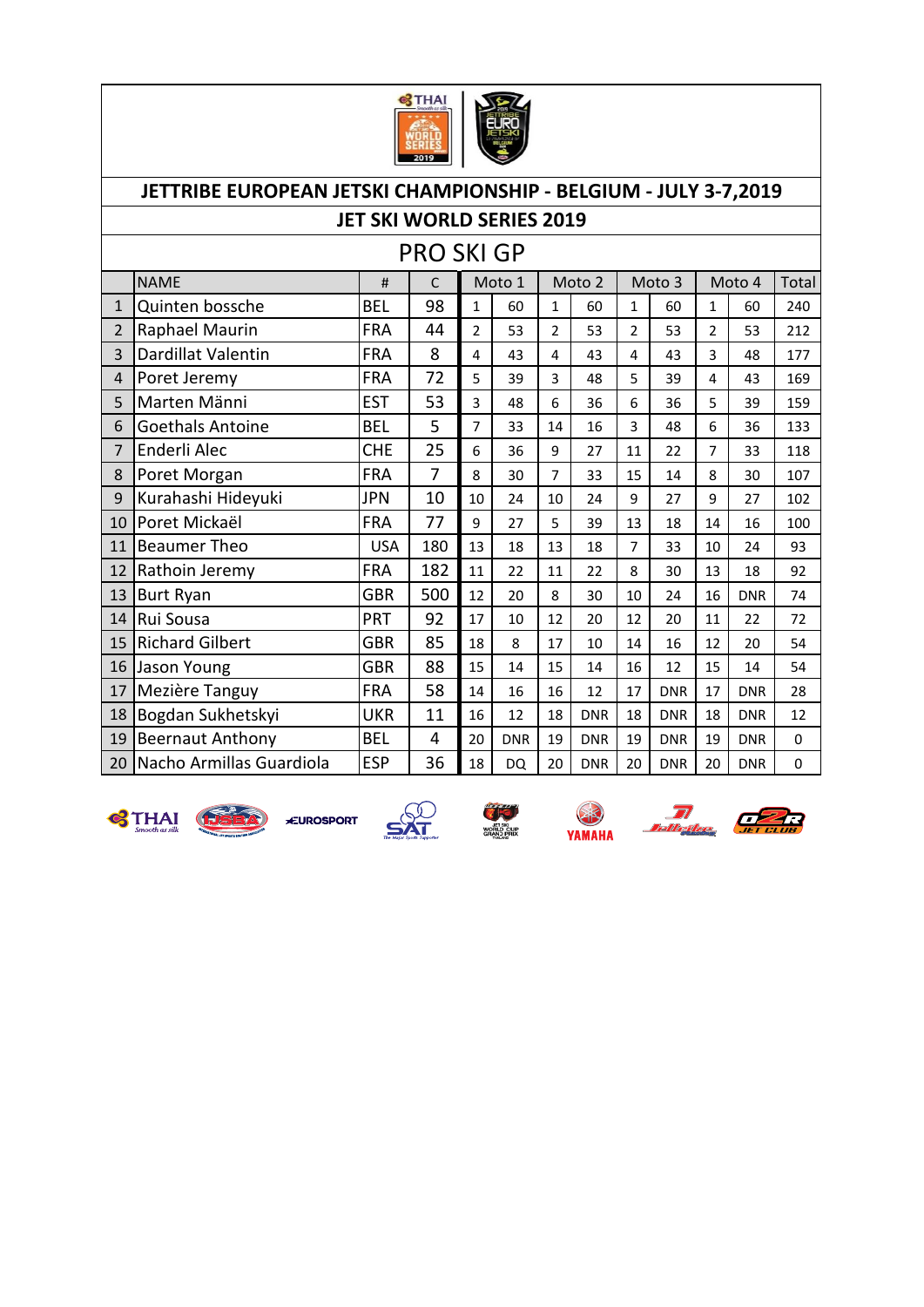# JETTRIBE EUROPEAN JETSKI CHAMPIONSHIP - BELGIUM - JULY 3-7,2019

## JET SKI WORLD SERIES 2019

## PRO SKI GP

| | NAME | # | C | Moto 1 | | Moto 2 | | Moto 3 | | Moto 4 | | Total |
|---|---|---|---|---|---|---|---|---|---|---|---|---|
| 1 | Quinten bossche | BEL | 98 | 1 | 60 | 1 | 60 | 1 | 60 | 1 | 60 | 240 |
| 2 | Raphael Maurin | FRA | 44 | 2 | 53 | 2 | 53 | 2 | 53 | 2 | 53 | 212 |
| 3 | Dardillat Valentin | FRA | 8 | 4 | 43 | 4 | 43 | 4 | 43 | 3 | 48 | 177 |
| 4 | Poret Jeremy | FRA | 72 | 5 | 39 | 3 | 48 | 5 | 39 | 4 | 43 | 169 |
| 5 | Marten Männi | EST | 53 | 3 | 48 | 6 | 36 | 6 | 36 | 5 | 39 | 159 |
| 6 | Goethals Antoine | BEL | 5 | 7 | 33 | 14 | 16 | 3 | 48 | 6 | 36 | 133 |
| 7 | Enderli Alec | CHE | 25 | 6 | 36 | 9 | 27 | 11 | 22 | 7 | 33 | 118 |
| 8 | Poret Morgan | FRA | 7 | 8 | 30 | 7 | 33 | 15 | 14 | 8 | 30 | 107 |
| 9 | Kurahashi Hideyuki | JPN | 10 | 10 | 24 | 10 | 24 | 9 | 27 | 9 | 27 | 102 |
| 10 | Poret Mickaël | FRA | 77 | 9 | 27 | 5 | 39 | 13 | 18 | 14 | 16 | 100 |
| 11 | Beaumer Theo | USA | 180 | 13 | 18 | 13 | 18 | 7 | 33 | 10 | 24 | 93 |
| 12 | Rathoin Jeremy | FRA | 182 | 11 | 22 | 11 | 22 | 8 | 30 | 13 | 18 | 92 |
| 13 | Burt Ryan | GBR | 500 | 12 | 20 | 8 | 30 | 10 | 24 | 16 | DNR | 74 |
| 14 | Rui Sousa | PRT | 92 | 17 | 10 | 12 | 20 | 12 | 20 | 11 | 22 | 72 |
| 15 | Richard Gilbert | GBR | 85 | 18 | 8 | 17 | 10 | 14 | 16 | 12 | 20 | 54 |
| 16 | Jason Young | GBR | 88 | 15 | 14 | 15 | 14 | 16 | 12 | 15 | 14 | 54 |
| 17 | Mezière Tanguy | FRA | 58 | 14 | 16 | 16 | 12 | 17 | DNR | 17 | DNR | 28 |
| 18 | Bogdan Sukhetskyi | UKR | 11 | 16 | 12 | 18 | DNR | 18 | DNR | 18 | DNR | 12 |
| 19 | Beernaut Anthony | BEL | 4 | 20 | DNR | 19 | DNR | 19 | DNR | 19 | DNR | 0 |
| 20 | Nacho Armillas Guardiola | ESP | 36 | 18 | DQ | 20 | DNR | 20 | DNR | 20 | DNR | 0 |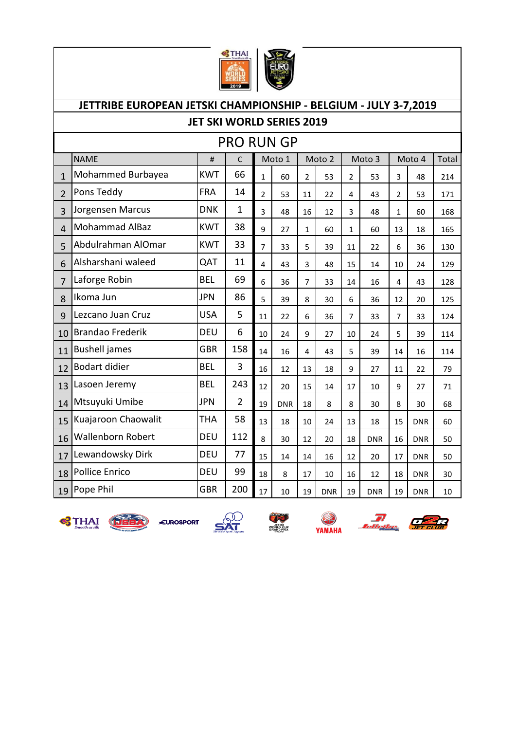## JETTRIBE EUROPEAN JETSKI CHAMPIONSHIP - BELGIUM - JULY 3-7,2019

## JET SKI WORLD SERIES 2019

### PRO RUN GP

| | NAME | # | C | Moto 1 | | Moto 2 | | Moto 3 | | Moto 4 | | Total |
|---|---|---|---|---|---|---|---|---|---|---|---|---|
| 1 | Mohammed Burbayea | KWT | 66 | 1 | 60 | 2 | 53 | 2 | 53 | 3 | 48 | 214 |
| 2 | Pons Teddy | FRA | 14 | 2 | 53 | 11 | 22 | 4 | 43 | 2 | 53 | 171 |
| 3 | Jorgensen Marcus | DNK | 1 | 3 | 48 | 16 | 12 | 3 | 48 | 1 | 60 | 168 |
| 4 | Mohammad AlBaz | KWT | 38 | 9 | 27 | 1 | 60 | 1 | 60 | 13 | 18 | 165 |
| 5 | Abdulrahman AlOmar | KWT | 33 | 7 | 33 | 5 | 39 | 11 | 22 | 6 | 36 | 130 |
| 6 | Alsharshani waleed | QAT | 11 | 4 | 43 | 3 | 48 | 15 | 14 | 10 | 24 | 129 |
| 7 | Laforge Robin | BEL | 69 | 6 | 36 | 7 | 33 | 14 | 16 | 4 | 43 | 128 |
| 8 | Ikoma Jun | JPN | 86 | 5 | 39 | 8 | 30 | 6 | 36 | 12 | 20 | 125 |
| 9 | Lezcano Juan Cruz | USA | 5 | 11 | 22 | 6 | 36 | 7 | 33 | 7 | 33 | 124 |
| 10 | Brandao Frederik | DEU | 6 | 10 | 24 | 9 | 27 | 10 | 24 | 5 | 39 | 114 |
| 11 | Bushell james | GBR | 158 | 14 | 16 | 4 | 43 | 5 | 39 | 14 | 16 | 114 |
| 12 | Bodart didier | BEL | 3 | 16 | 12 | 13 | 18 | 9 | 27 | 11 | 22 | 79 |
| 13 | Lasoen Jeremy | BEL | 243 | 12 | 20 | 15 | 14 | 17 | 10 | 9 | 27 | 71 |
| 14 | Mtsuyuki Umibe | JPN | 2 | 19 | DNR | 18 | 8 | 8 | 30 | 8 | 30 | 68 |
| 15 | Kuajaroon Chaowalit | THA | 58 | 13 | 18 | 10 | 24 | 13 | 18 | 15 | DNR | 60 |
| 16 | Wallenborn Robert | DEU | 112 | 8 | 30 | 12 | 20 | 18 | DNR | 16 | DNR | 50 |
| 17 | Lewandowsky Dirk | DEU | 77 | 15 | 14 | 14 | 16 | 12 | 20 | 17 | DNR | 50 |
| 18 | Pollice Enrico | DEU | 99 | 18 | 8 | 17 | 10 | 16 | 12 | 18 | DNR | 30 |
| 19 | Pope Phil | GBR | 200 | 17 | 10 | 19 | DNR | 19 | DNR | 19 | DNR | 10 |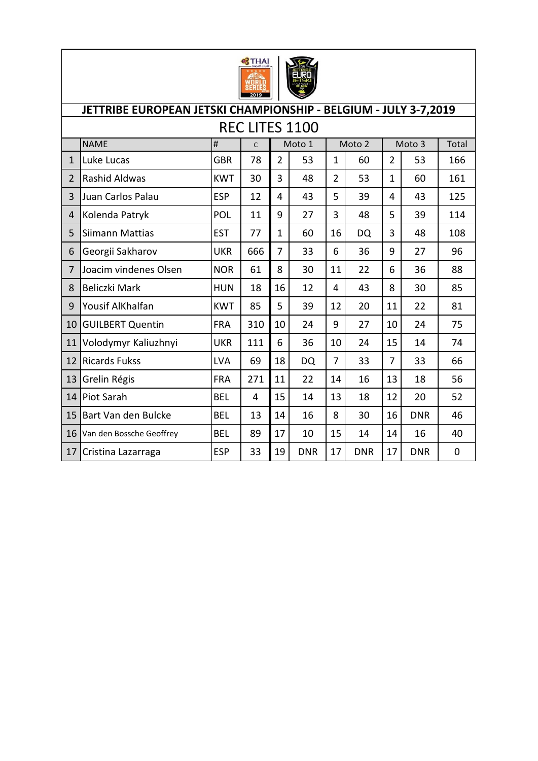## JETTRIBE EUROPEAN JETSKI CHAMPIONSHIP - BELGIUM - JULY 3-7,2019

### REC LITES 1100

| | NAME | # | c | Moto 1 | | Moto 2 | | Moto 3 | | Total |
|---|---|---|---|---|---|---|---|---|---|---|
| 1 | Luke Lucas | GBR | 78 | 2 | 53 | 1 | 60 | 2 | 53 | 166 |
| 2 | Rashid Aldwas | KWT | 30 | 3 | 48 | 2 | 53 | 1 | 60 | 161 |
| 3 | Juan Carlos Palau | ESP | 12 | 4 | 43 | 5 | 39 | 4 | 43 | 125 |
| 4 | Kolenda Patryk | POL | 11 | 9 | 27 | 3 | 48 | 5 | 39 | 114 |
| 5 | Siimann Mattias | EST | 77 | 1 | 60 | 16 | DQ | 3 | 48 | 108 |
| 6 | Georgii Sakharov | UKR | 666 | 7 | 33 | 6 | 36 | 9 | 27 | 96 |
| 7 | Joacim vindenes Olsen | NOR | 61 | 8 | 30 | 11 | 22 | 6 | 36 | 88 |
| 8 | Beliczki Mark | HUN | 18 | 16 | 12 | 4 | 43 | 8 | 30 | 85 |
| 9 | Yousif AlKhalfan | KWT | 85 | 5 | 39 | 12 | 20 | 11 | 22 | 81 |
| 10 | GUILBERT Quentin | FRA | 310 | 10 | 24 | 9 | 27 | 10 | 24 | 75 |
| 11 | Volodymyr Kaliuzhnyi | UKR | 111 | 6 | 36 | 10 | 24 | 15 | 14 | 74 |
| 12 | Ricards Fukss | LVA | 69 | 18 | DQ | 7 | 33 | 7 | 33 | 66 |
| 13 | Grelin Régis | FRA | 271 | 11 | 22 | 14 | 16 | 13 | 18 | 56 |
| 14 | Piot Sarah | BEL | 4 | 15 | 14 | 13 | 18 | 12 | 20 | 52 |
| 15 | Bart Van den Bulcke | BEL | 13 | 14 | 16 | 8 | 30 | 16 | DNR | 46 |
| 16 | Van den Bossche Geoffrey | BEL | 89 | 17 | 10 | 15 | 14 | 14 | 16 | 40 |
| 17 | Cristina Lazarraga | ESP | 33 | 19 | DNR | 17 | DNR | 17 | DNR | 0 |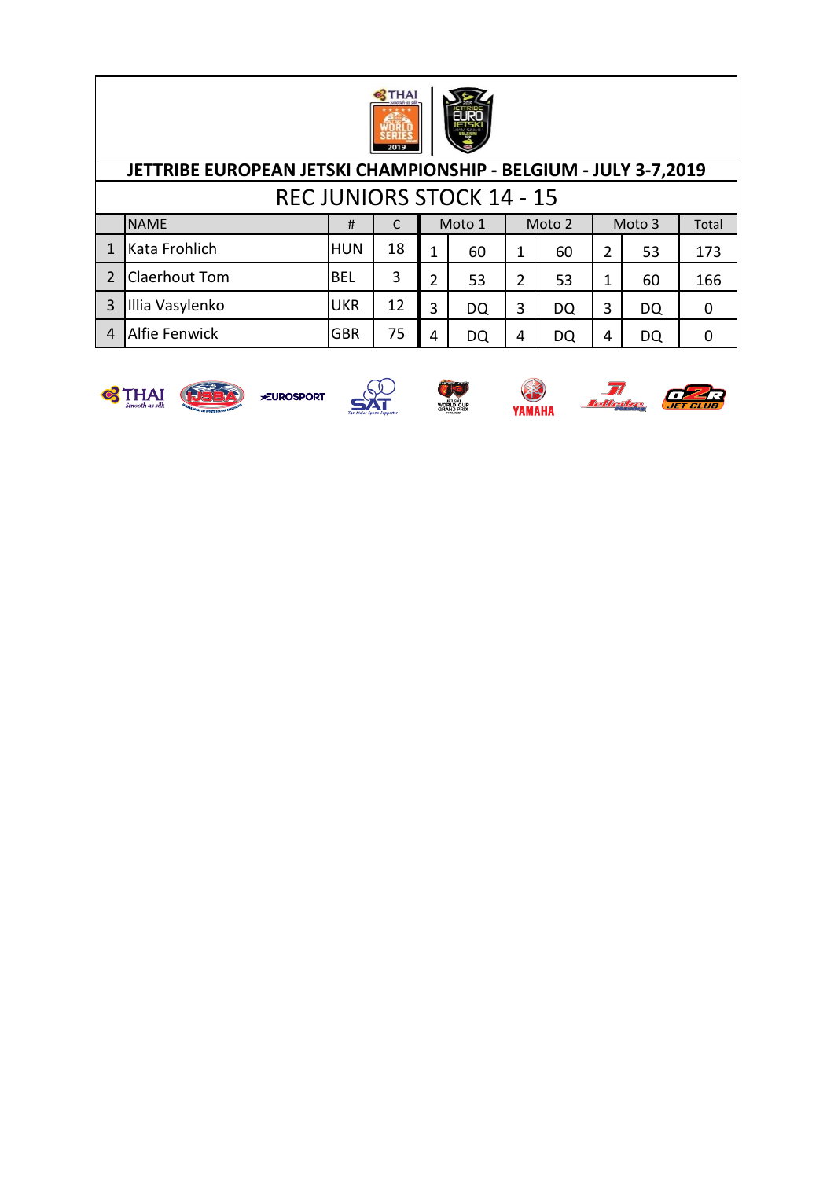## JETTRIBE EUROPEAN JETSKI CHAMPIONSHIP - BELGIUM - JULY 3-7,2019

### REC JUNIORS STOCK 14 - 15

| | NAME | # | C | Moto 1 | | Moto 2 | | Moto 3 | | Total |
|---|---|---|---|---|---|---|---|---|---|---|
| 1 | Kata Frohlich | HUN | 18 | 1 | 60 | 1 | 60 | 2 | 53 | 173 |
| 2 | Claerhout Tom | BEL | 3 | 2 | 53 | 2 | 53 | 1 | 60 | 166 |
| 3 | Illia Vasylenko | UKR | 12 | 3 | DQ | 3 | DQ | 3 | DQ | 0 |
| 4 | Alfie Fenwick | GBR | 75 | 4 | DQ | 4 | DQ | 4 | DQ | 0 |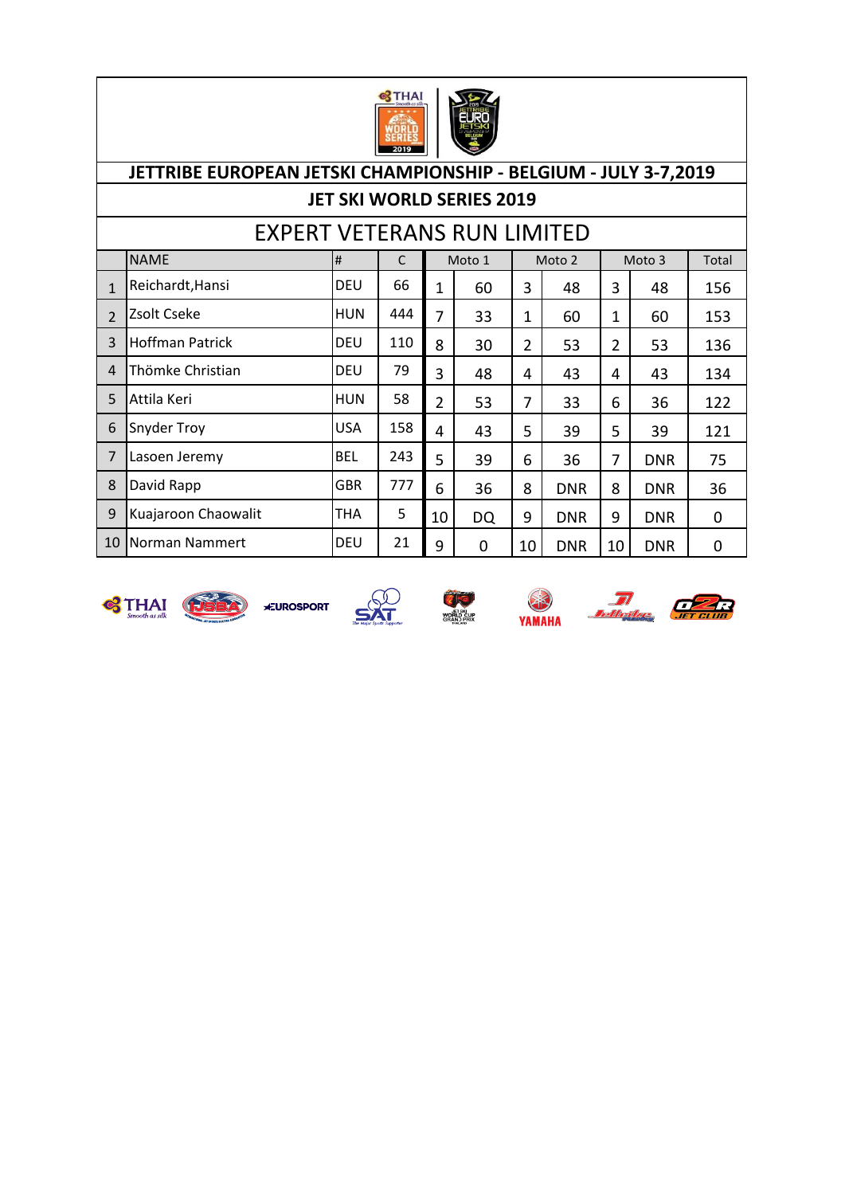# JETTRIBE EUROPEAN JETSKI CHAMPIONSHIP - BELGIUM - JULY 3-7,2019

## JET SKI WORLD SERIES 2019

## EXPERT VETERANS RUN LIMITED

| | NAME | # | C | Moto 1 | | Moto 2 | | Moto 3 | | Total |
|---|---|---|---|---|---|---|---|---|---|---|
| 1 | Reichardt,Hansi | DEU | 66 | 1 | 60 | 3 | 48 | 3 | 48 | 156 |
| 2 | Zsolt Cseke | HUN | 444 | 7 | 33 | 1 | 60 | 1 | 60 | 153 |
| 3 | Hoffman Patrick | DEU | 110 | 8 | 30 | 2 | 53 | 2 | 53 | 136 |
| 4 | Thömke Christian | DEU | 79 | 3 | 48 | 4 | 43 | 4 | 43 | 134 |
| 5 | Attila Keri | HUN | 58 | 2 | 53 | 7 | 33 | 6 | 36 | 122 |
| 6 | Snyder Troy | USA | 158 | 4 | 43 | 5 | 39 | 5 | 39 | 121 |
| 7 | Lasoen Jeremy | BEL | 243 | 5 | 39 | 6 | 36 | 7 | DNR | 75 |
| 8 | David Rapp | GBR | 777 | 6 | 36 | 8 | DNR | 8 | DNR | 36 |
| 9 | Kuajaroon Chaowalit | THA | 5 | 10 | DQ | 9 | DNR | 9 | DNR | 0 |
| 10 | Norman Nammert | DEU | 21 | 9 | 0 | 10 | DNR | 10 | DNR | 0 |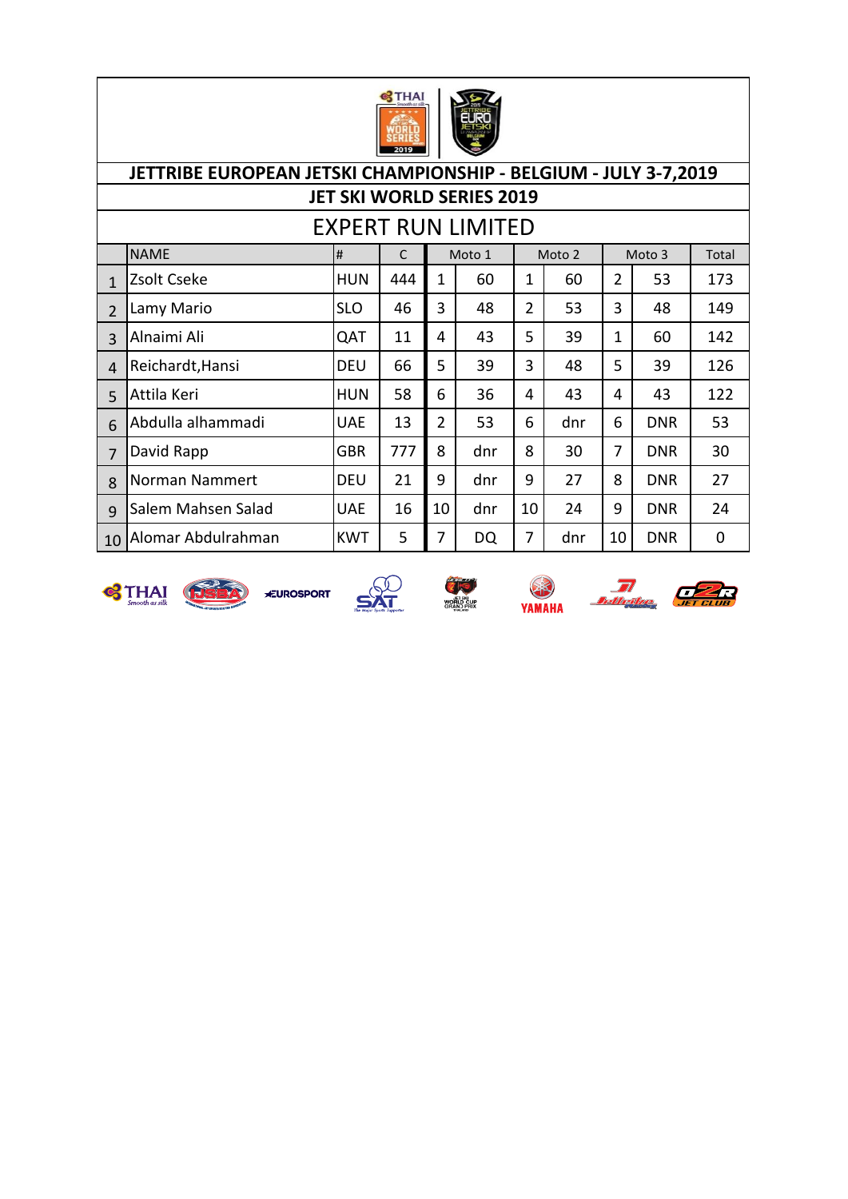## JETTRIBE EUROPEAN JETSKI CHAMPIONSHIP - BELGIUM - JULY 3-7,2019

## JET SKI WORLD SERIES 2019

# EXPERT RUN LIMITED

| | NAME | # | C | Moto 1 | | Moto 2 | | Moto 3 | | Total |
|---|---|---|---|---|---|---|---|---|---|---|
| 1 | Zsolt Cseke | HUN | 444 | 1 | 60 | 1 | 60 | 2 | 53 | 173 |
| 2 | Lamy Mario | SLO | 46 | 3 | 48 | 2 | 53 | 3 | 48 | 149 |
| 3 | Alnaimi Ali | QAT | 11 | 4 | 43 | 5 | 39 | 1 | 60 | 142 |
| 4 | Reichardt,Hansi | DEU | 66 | 5 | 39 | 3 | 48 | 5 | 39 | 126 |
| 5 | Attila Keri | HUN | 58 | 6 | 36 | 4 | 43 | 4 | 43 | 122 |
| 6 | Abdulla alhammadi | UAE | 13 | 2 | 53 | 6 | dnr | 6 | DNR | 53 |
| 7 | David Rapp | GBR | 777 | 8 | dnr | 8 | 30 | 7 | DNR | 30 |
| 8 | Norman Nammert | DEU | 21 | 9 | dnr | 9 | 27 | 8 | DNR | 27 |
| 9 | Salem Mahsen Salad | UAE | 16 | 10 | dnr | 10 | 24 | 9 | DNR | 24 |
| 10 | Alomar Abdulrahman | KWT | 5 | 7 | DQ | 7 | dnr | 10 | DNR | 0 |